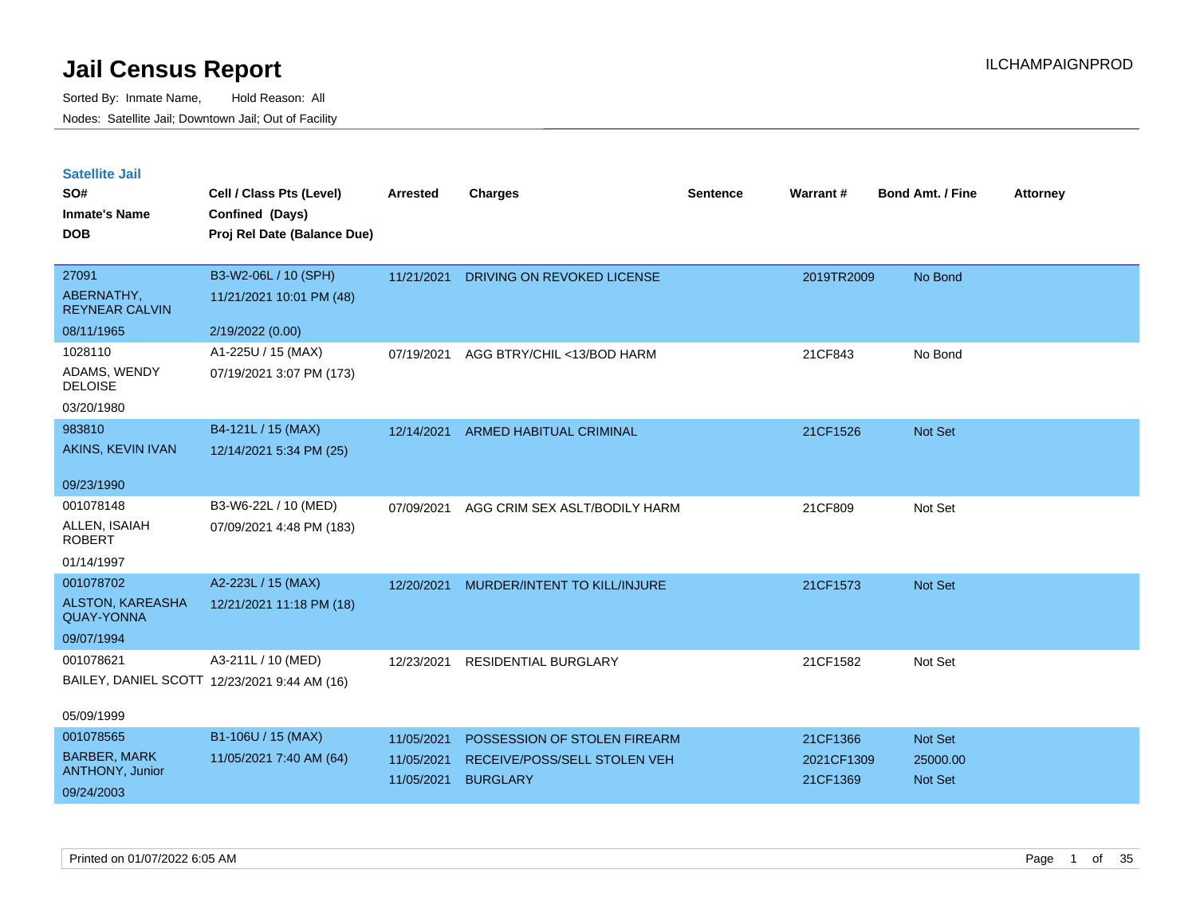# Jail Census Report

Sorted By: Inmate Name, Hold Reason: All
Nodes: Satellite Jail; Downtown Jail; Out of Facility

ILCHAMPAIGNPROD

## Satellite Jail

| SO# / Inmate's Name / DOB | Cell / Class Pts (Level) / Confined (Days) / Proj Rel Date (Balance Due) | Arrested | Charges | Sentence | Warrant # | Bond Amt. / Fine | Attorney |
|---|---|---|---|---|---|---|---|
| 27091<br>ABERNATHY, REYNEAR CALVIN<br>08/11/1965 | B3-W2-06L / 10 (SPH)<br>11/21/2021 10:01 PM (48)<br>2/19/2022 (0.00) | 11/21/2021 | DRIVING ON REVOKED LICENSE | | 2019TR2009 | No Bond | |
| 1028110<br>ADAMS, WENDY DELOISE<br>03/20/1980 | A1-225U / 15 (MAX)<br>07/19/2021 3:07 PM (173) | 07/19/2021 | AGG BTRY/CHIL <13/BOD HARM | | 21CF843 | No Bond | |
| 983810<br>AKINS, KEVIN IVAN<br>09/23/1990 | B4-121L / 15 (MAX)<br>12/14/2021 5:34 PM (25) | 12/14/2021 | ARMED HABITUAL CRIMINAL | | 21CF1526 | Not Set | |
| 001078148<br>ALLEN, ISAIAH ROBERT<br>01/14/1997 | B3-W6-22L / 10 (MED)<br>07/09/2021 4:48 PM (183) | 07/09/2021 | AGG CRIM SEX ASLT/BODILY HARM | | 21CF809 | Not Set | |
| 001078702<br>ALSTON, KAREASHA QUAY-YONNA<br>09/07/1994 | A2-223L / 15 (MAX)<br>12/21/2021 11:18 PM (18) | 12/20/2021 | MURDER/INTENT TO KILL/INJURE | | 21CF1573 | Not Set | |
| 001078621<br>BAILEY, DANIEL SCOTT<br>05/09/1999 | A3-211L / 10 (MED)<br>12/23/2021 9:44 AM (16) | 12/23/2021 | RESIDENTIAL BURGLARY | | 21CF1582 | Not Set | |
| 001078565<br>BARBER, MARK ANTHONY, Junior<br>09/24/2003 | B1-106U / 15 (MAX)<br>11/05/2021 7:40 AM (64) | 11/05/2021<br>11/05/2021<br>11/05/2021 | POSSESSION OF STOLEN FIREARM<br>RECEIVE/POSS/SELL STOLEN VEH<br>BURGLARY | | 21CF1366<br>2021CF1309<br>21CF1369 | Not Set<br>25000.00<br>Not Set | |

Printed on 01/07/2022 6:05 AM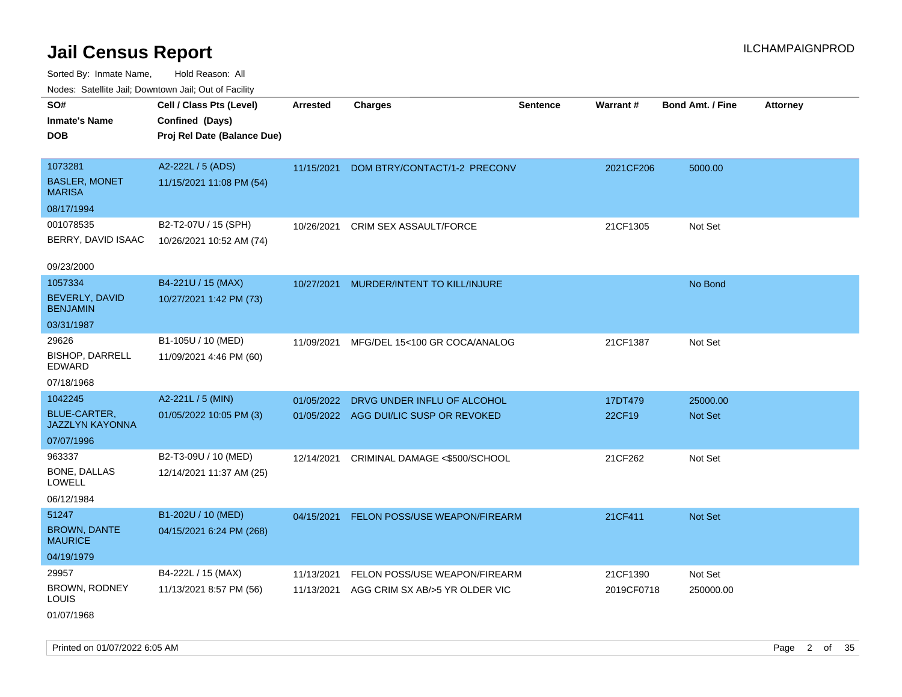# Jail Census Report

ILCHAMPAIGNPROD

Sorted By: Inmate Name, Hold Reason: All

Nodes: Satellite Jail; Downtown Jail; Out of Facility

| SO# / Inmate's Name / DOB | Cell / Class Pts (Level) / Confined (Days) / Proj Rel Date (Balance Due) | Arrested | Charges | Sentence | Warrant # | Bond Amt. / Fine | Attorney |
|---|---|---|---|---|---|---|---|
| 1073281<br>BASLER, MONET MARISA<br>08/17/1994 | A2-222L / 5 (ADS)<br>11/15/2021 11:08 PM (54) | 11/15/2021 | DOM BTRY/CONTACT/1-2 PRECONV | | 2021CF206 | 5000.00 | |
| 001078535<br>BERRY, DAVID ISAAC<br>09/23/2000 | B2-T2-07U / 15 (SPH)<br>10/26/2021 10:52 AM (74) | 10/26/2021 | CRIM SEX ASSAULT/FORCE | | 21CF1305 | Not Set | |
| 1057334<br>BEVERLY, DAVID BENJAMIN<br>03/31/1987 | B4-221U / 15 (MAX)<br>10/27/2021 1:42 PM (73) | 10/27/2021 | MURDER/INTENT TO KILL/INJURE | | | No Bond | |
| 29626<br>BISHOP, DARRELL EDWARD<br>07/18/1968 | B1-105U / 10 (MED)<br>11/09/2021 4:46 PM (60) | 11/09/2021 | MFG/DEL 15<100 GR COCA/ANALOG | | 21CF1387 | Not Set | |
| 1042245<br>BLUE-CARTER, JAZZLYN KAYONNA<br>07/07/1996 | A2-221L / 5 (MIN)<br>01/05/2022 10:05 PM (3) | 01/05/2022 | DRVG UNDER INFLU OF ALCOHOL | | 17DT479 | 25000.00 | |
| | | 01/05/2022 | AGG DUI/LIC SUSP OR REVOKED | | 22CF19 | Not Set | |
| 963337<br>BONE, DALLAS LOWELL<br>06/12/1984 | B2-T3-09U / 10 (MED)<br>12/14/2021 11:37 AM (25) | 12/14/2021 | CRIMINAL DAMAGE <$500/SCHOOL | | 21CF262 | Not Set | |
| 51247<br>BROWN, DANTE MAURICE<br>04/19/1979 | B1-202U / 10 (MED)<br>04/15/2021 6:24 PM (268) | 04/15/2021 | FELON POSS/USE WEAPON/FIREARM | | 21CF411 | Not Set | |
| 29957<br>BROWN, RODNEY LOUIS<br>01/07/1968 | B4-222L / 15 (MAX)<br>11/13/2021 8:57 PM (56) | 11/13/2021 | FELON POSS/USE WEAPON/FIREARM | | 21CF1390 | Not Set | |
| | | 11/13/2021 | AGG CRIM SX AB/>5 YR OLDER VIC | | 2019CF0718 | 250000.00 | |

Printed on 01/07/2022 6:05 AM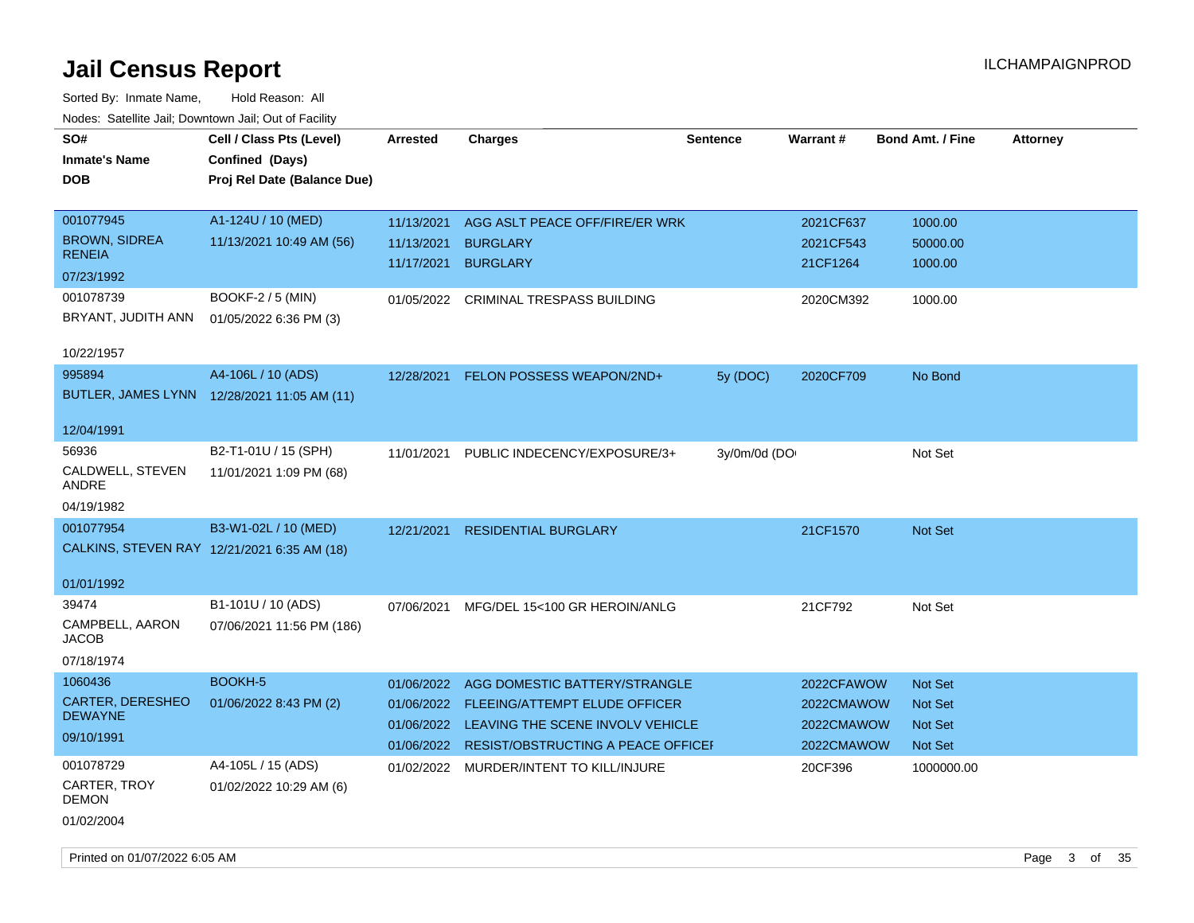# Jail Census Report

ILCHAMPAIGNPROD

Sorted By: Inmate Name, Hold Reason: All

Nodes: Satellite Jail; Downtown Jail; Out of Facility

| SO# / Inmate's Name / DOB | Cell / Class Pts (Level) / Confined (Days) / Proj Rel Date (Balance Due) | Arrested | Charges | Sentence | Warrant # | Bond Amt. / Fine | Attorney |
|---|---|---|---|---|---|---|---|
| 001077945<br>BROWN, SIDREA RENEIA<br>07/23/1992 | A1-124U / 10 (MED)<br>11/13/2021 10:49 AM (56) | 11/13/2021<br>11/13/2021<br>11/17/2021 | AGG ASLT PEACE OFF/FIRE/ER WRK<br>BURGLARY<br>BURGLARY | | 2021CF637<br>2021CF543<br>21CF1264 | 1000.00<br>50000.00<br>1000.00 | |
| 001078739<br>BRYANT, JUDITH ANN<br>10/22/1957 | BOOKF-2 / 5 (MIN)<br>01/05/2022 6:36 PM (3) | 01/05/2022 | CRIMINAL TRESPASS BUILDING | | 2020CM392 | 1000.00 | |
| 995894<br>BUTLER, JAMES LYNN<br>12/04/1991 | A4-106L / 10 (ADS)<br>12/28/2021 11:05 AM (11) | 12/28/2021 | FELON POSSESS WEAPON/2ND+ | 5y (DOC) | 2020CF709 | No Bond | |
| 56936<br>CALDWELL, STEVEN ANDRE<br>04/19/1982 | B2-T1-01U / 15 (SPH)<br>11/01/2021 1:09 PM (68) | 11/01/2021 | PUBLIC INDECENCY/EXPOSURE/3+ | 3y/0m/0d (DOC | | Not Set | |
| 001077954<br>CALKINS, STEVEN RAY<br>01/01/1992 | B3-W1-02L / 10 (MED)<br>12/21/2021 6:35 AM (18) | 12/21/2021 | RESIDENTIAL BURGLARY | | 21CF1570 | Not Set | |
| 39474<br>CAMPBELL, AARON JACOB<br>07/18/1974 | B1-101U / 10 (ADS)<br>07/06/2021 11:56 PM (186) | 07/06/2021 | MFG/DEL 15<100 GR HEROIN/ANLG | | 21CF792 | Not Set | |
| 1060436<br>CARTER, DERESHEO DEWAYNE<br>09/10/1991 | BOOKH-5<br>01/06/2022 8:43 PM (2) | 01/06/2022<br>01/06/2022<br>01/06/2022<br>01/06/2022 | AGG DOMESTIC BATTERY/STRANGLE<br>FLEEING/ATTEMPT ELUDE OFFICER<br>LEAVING THE SCENE INVOLV VEHICLE<br>RESIST/OBSTRUCTING A PEACE OFFICER | | 2022CFAWOW<br>2022CMAWOW<br>2022CMAWOW<br>2022CMAWOW | Not Set<br>Not Set<br>Not Set<br>Not Set | |
| 001078729<br>CARTER, TROY DEMON<br>01/02/2004 | A4-105L / 15 (ADS)<br>01/02/2022 10:29 AM (6) | 01/02/2022 | MURDER/INTENT TO KILL/INJURE | | 20CF396 | 1000000.00 | |

Printed on 01/07/2022 6:05 AM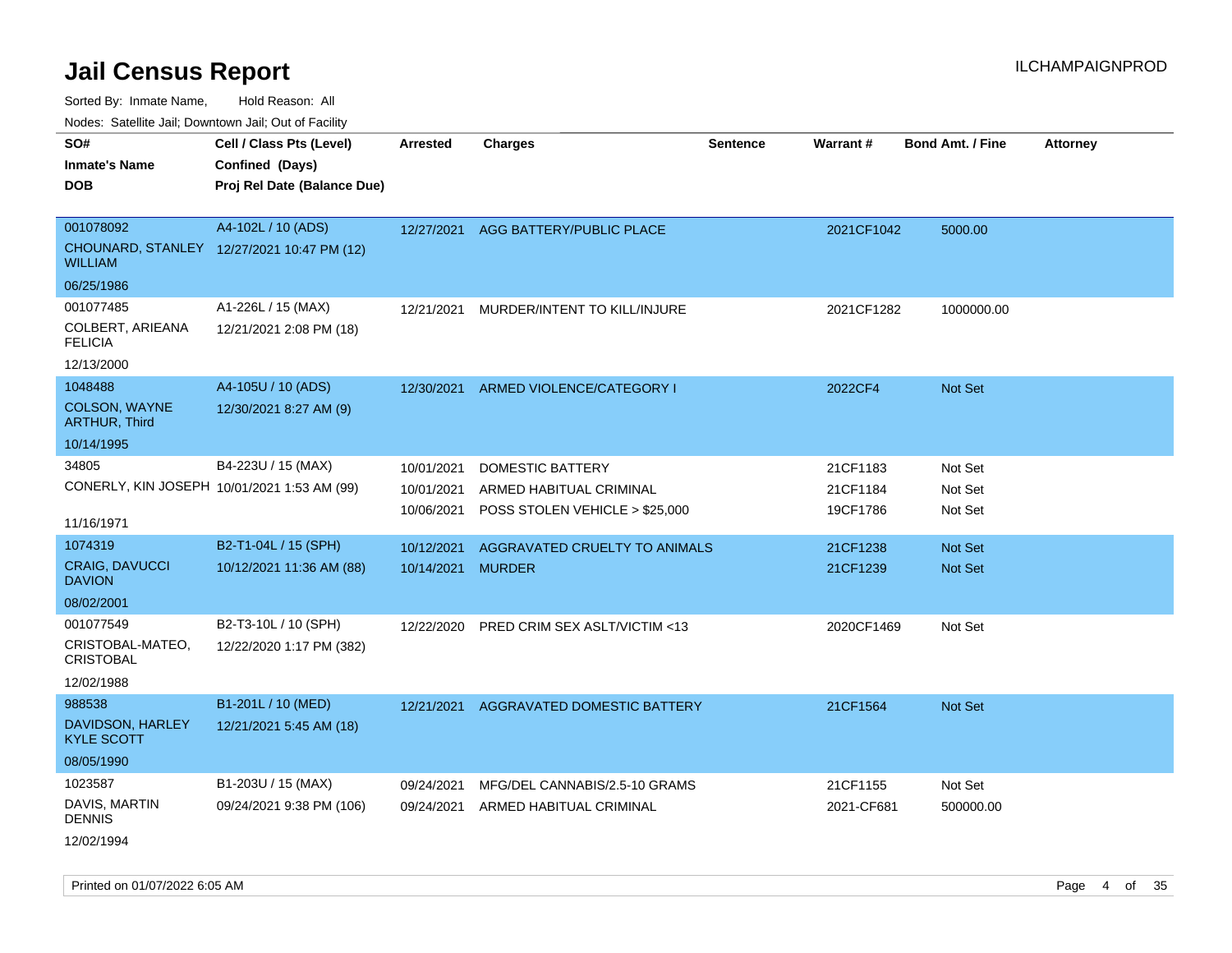# Jail Census Report

ILCHAMPAIGNPROD

Sorted By: Inmate Name, Hold Reason: All

Nodes: Satellite Jail; Downtown Jail; Out of Facility

| SO# / Inmate's Name / DOB | Cell / Class Pts (Level) / Confined (Days) / Proj Rel Date (Balance Due) | Arrested | Charges | Sentence | Warrant # | Bond Amt. / Fine | Attorney |
|---|---|---|---|---|---|---|---|
| 001078092<br>CHOUNARD, STANLEY WILLIAM<br>06/25/1986 | A4-102L / 10 (ADS)<br>12/27/2021 10:47 PM (12) | 12/27/2021 | AGG BATTERY/PUBLIC PLACE | | 2021CF1042 | 5000.00 | |
| 001077485<br>COLBERT, ARIEANA FELICIA<br>12/13/2000 | A1-226L / 15 (MAX)<br>12/21/2021 2:08 PM (18) | 12/21/2021 | MURDER/INTENT TO KILL/INJURE | | 2021CF1282 | 1000000.00 | |
| 1048488<br>COLSON, WAYNE ARTHUR, Third<br>10/14/1995 | A4-105U / 10 (ADS)<br>12/30/2021 8:27 AM (9) | 12/30/2021 | ARMED VIOLENCE/CATEGORY I | | 2022CF4 | Not Set | |
| 34805<br>CONERLY, KIN JOSEPH<br>11/16/1971 | B4-223U / 15 (MAX)<br>10/01/2021 1:53 AM (99) | 10/01/2021<br>10/01/2021<br>10/06/2021 | DOMESTIC BATTERY<br>ARMED HABITUAL CRIMINAL<br>POSS STOLEN VEHICLE > $25,000 | | 21CF1183<br>21CF1184<br>19CF1786 | Not Set<br>Not Set<br>Not Set | |
| 1074319<br>CRAIG, DAVUCCI DAVION<br>08/02/2001 | B2-T1-04L / 15 (SPH)<br>10/12/2021 11:36 AM (88) | 10/12/2021<br>10/14/2021 | AGGRAVATED CRUELTY TO ANIMALS<br>MURDER | | 21CF1238<br>21CF1239 | Not Set<br>Not Set | |
| 001077549<br>CRISTOBAL-MATEO, CRISTOBAL<br>12/02/1988 | B2-T3-10L / 10 (SPH)<br>12/22/2020 1:17 PM (382) | 12/22/2020 | PRED CRIM SEX ASLT/VICTIM <13 | | 2020CF1469 | Not Set | |
| 988538<br>DAVIDSON, HARLEY KYLE SCOTT<br>08/05/1990 | B1-201L / 10 (MED)<br>12/21/2021 5:45 AM (18) | 12/21/2021 | AGGRAVATED DOMESTIC BATTERY | | 21CF1564 | Not Set | |
| 1023587<br>DAVIS, MARTIN DENNIS<br>12/02/1994 | B1-203U / 15 (MAX)<br>09/24/2021 9:38 PM (106) | 09/24/2021<br>09/24/2021 | MFG/DEL CANNABIS/2.5-10 GRAMS<br>ARMED HABITUAL CRIMINAL | | 21CF1155<br>2021-CF681 | Not Set<br>500000.00 | |

Printed on 01/07/2022 6:05 AM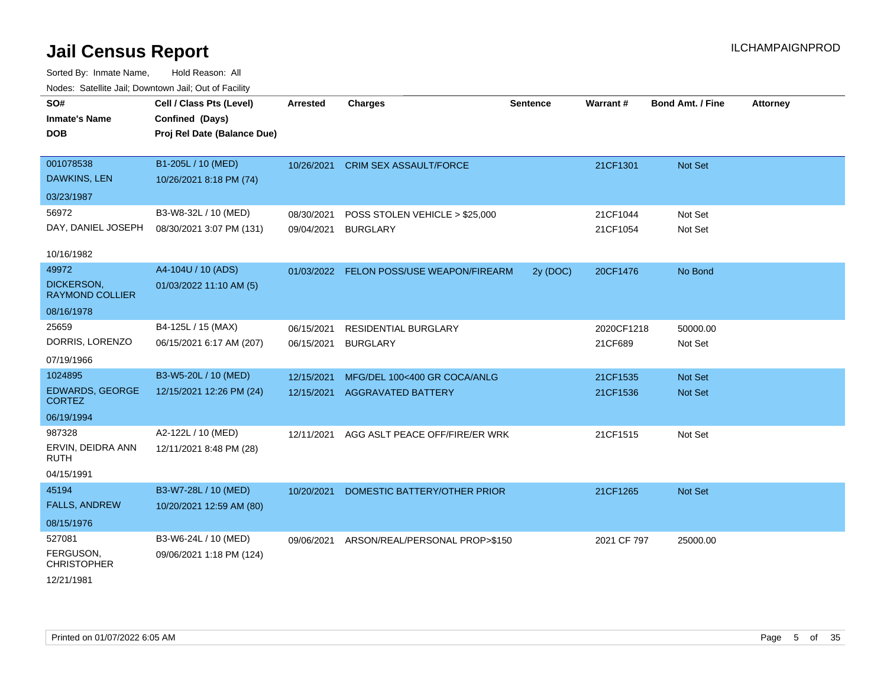# Jail Census Report

ILCHAMPAIGNPROD

Sorted By: Inmate Name, Hold Reason: All

Nodes: Satellite Jail; Downtown Jail; Out of Facility

| SO# / Inmate's Name / DOB | Cell / Class Pts (Level) / Confined (Days) / Proj Rel Date (Balance Due) | Arrested | Charges | Sentence | Warrant # | Bond Amt. / Fine | Attorney |
|---|---|---|---|---|---|---|---|
| 001078538<br>DAWKINS, LEN<br>03/23/1987 | B1-205L / 10 (MED)<br>10/26/2021 8:18 PM (74) | 10/26/2021 | CRIM SEX ASSAULT/FORCE | | 21CF1301 | Not Set | |
| 56972<br>DAY, DANIEL JOSEPH<br>10/16/1982 | B3-W8-32L / 10 (MED)<br>08/30/2021 3:07 PM (131) | 08/30/2021<br>09/04/2021 | POSS STOLEN VEHICLE > $25,000<br>BURGLARY | | 21CF1044<br>21CF1054 | Not Set<br>Not Set | |
| 49972<br>DICKERSON, RAYMOND COLLIER<br>08/16/1978 | A4-104U / 10 (ADS)<br>01/03/2022 11:10 AM (5) | 01/03/2022 | FELON POSS/USE WEAPON/FIREARM | 2y (DOC) | 20CF1476 | No Bond | |
| 25659<br>DORRIS, LORENZO<br>07/19/1966 | B4-125L / 15 (MAX)<br>06/15/2021 6:17 AM (207) | 06/15/2021<br>06/15/2021 | RESIDENTIAL BURGLARY<br>BURGLARY | | 2020CF1218<br>21CF689 | 50000.00<br>Not Set | |
| 1024895<br>EDWARDS, GEORGE CORTEZ<br>06/19/1994 | B3-W5-20L / 10 (MED)<br>12/15/2021 12:26 PM (24) | 12/15/2021<br>12/15/2021 | MFG/DEL 100<400 GR COCA/ANLG<br>AGGRAVATED BATTERY | | 21CF1535<br>21CF1536 | Not Set<br>Not Set | |
| 987328<br>ERVIN, DEIDRA ANN RUTH<br>04/15/1991 | A2-122L / 10 (MED)<br>12/11/2021 8:48 PM (28) | 12/11/2021 | AGG ASLT PEACE OFF/FIRE/ER WRK | | 21CF1515 | Not Set | |
| 45194<br>FALLS, ANDREW<br>08/15/1976 | B3-W7-28L / 10 (MED)<br>10/20/2021 12:59 AM (80) | 10/20/2021 | DOMESTIC BATTERY/OTHER PRIOR | | 21CF1265 | Not Set | |
| 527081<br>FERGUSON, CHRISTOPHER<br>12/21/1981 | B3-W6-24L / 10 (MED)<br>09/06/2021 1:18 PM (124) | 09/06/2021 | ARSON/REAL/PERSONAL PROP>$150 | | 2021 CF 797 | 25000.00 | |

Printed on 01/07/2022 6:05 AM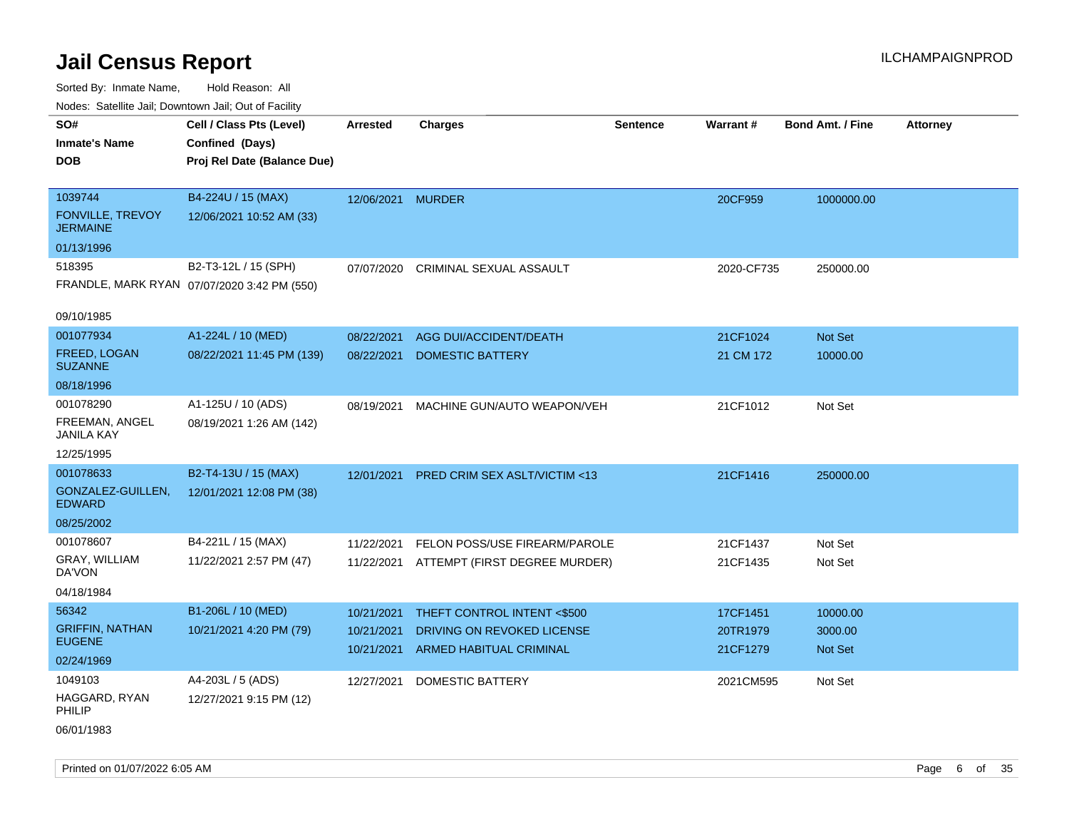# Jail Census Report

ILCHAMPAIGNPROD

Sorted By: Inmate Name, Hold Reason: All

Nodes: Satellite Jail; Downtown Jail; Out of Facility

| SO# / Inmate's Name / DOB | Cell / Class Pts (Level) / Confined (Days) / Proj Rel Date (Balance Due) | Arrested | Charges | Sentence | Warrant # | Bond Amt. / Fine | Attorney |
|---|---|---|---|---|---|---|---|
| 1039744<br>FONVILLE, TREVOY JERMAINE<br>01/13/1996 | B4-224U / 15 (MAX)<br>12/06/2021 10:52 AM (33) | 12/06/2021 | MURDER | | 20CF959 | 1000000.00 | |
| 518395<br>FRANDLE, MARK RYAN<br>09/10/1985 | B2-T3-12L / 15 (SPH)<br>07/07/2020 3:42 PM (550) | 07/07/2020 | CRIMINAL SEXUAL ASSAULT | | 2020-CF735 | 250000.00 | |
| 001077934<br>FREED, LOGAN SUZANNE<br>08/18/1996 | A1-224L / 10 (MED)<br>08/22/2021 11:45 PM (139) | 08/22/2021<br>08/22/2021 | AGG DUI/ACCIDENT/DEATH<br>DOMESTIC BATTERY | | 21CF1024<br>21 CM 172 | Not Set<br>10000.00 | |
| 001078290<br>FREEMAN, ANGEL JANILA KAY<br>12/25/1995 | A1-125U / 10 (ADS)<br>08/19/2021 1:26 AM (142) | 08/19/2021 | MACHINE GUN/AUTO WEAPON/VEH | | 21CF1012 | Not Set | |
| 001078633<br>GONZALEZ-GUILLEN, EDWARD<br>08/25/2002 | B2-T4-13U / 15 (MAX)<br>12/01/2021 12:08 PM (38) | 12/01/2021 | PRED CRIM SEX ASLT/VICTIM <13 | | 21CF1416 | 250000.00 | |
| 001078607<br>GRAY, WILLIAM DA'VON<br>04/18/1984 | B4-221L / 15 (MAX)<br>11/22/2021 2:57 PM (47) | 11/22/2021<br>11/22/2021 | FELON POSS/USE FIREARM/PAROLE<br>ATTEMPT (FIRST DEGREE MURDER) | | 21CF1437<br>21CF1435 | Not Set<br>Not Set | |
| 56342<br>GRIFFIN, NATHAN EUGENE<br>02/24/1969 | B1-206L / 10 (MED)<br>10/21/2021 4:20 PM (79) | 10/21/2021<br>10/21/2021<br>10/21/2021 | THEFT CONTROL INTENT <$500<br>DRIVING ON REVOKED LICENSE<br>ARMED HABITUAL CRIMINAL | | 17CF1451<br>20TR1979<br>21CF1279 | 10000.00<br>3000.00<br>Not Set | |
| 1049103<br>HAGGARD, RYAN PHILIP<br>06/01/1983 | A4-203L / 5 (ADS)<br>12/27/2021 9:15 PM (12) | 12/27/2021 | DOMESTIC BATTERY | | 2021CM595 | Not Set | |

Printed on 01/07/2022 6:05 AM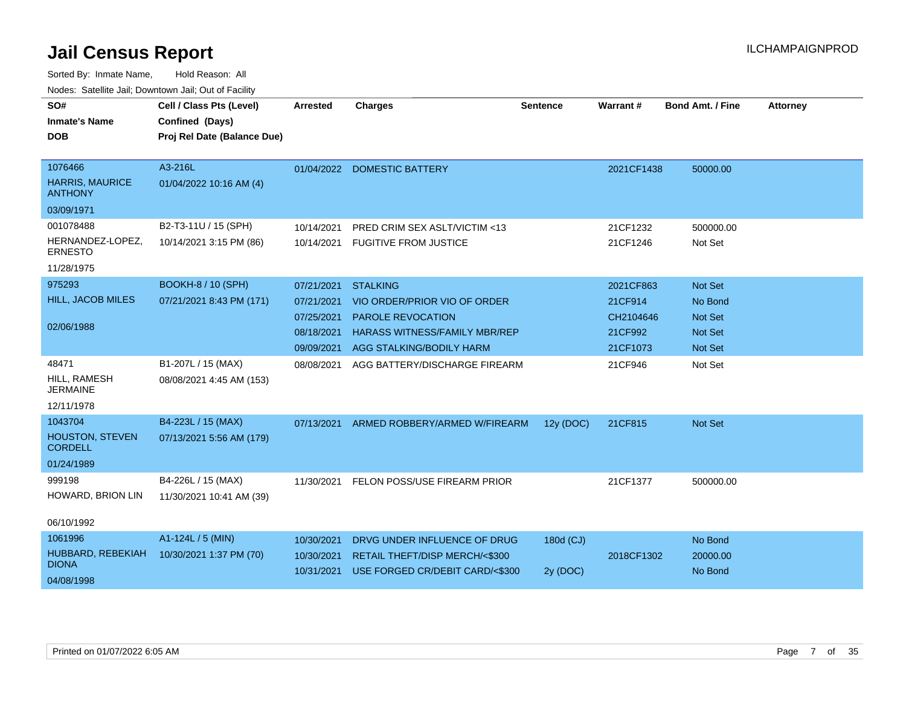# Jail Census Report

ILCHAMPAIGNPROD

Sorted By: Inmate Name, Hold Reason: All

Nodes: Satellite Jail; Downtown Jail; Out of Facility

| SO# / Inmate's Name / DOB | Cell / Class Pts (Level) / Confined (Days) / Proj Rel Date (Balance Due) | Arrested | Charges | Sentence | Warrant # | Bond Amt. / Fine | Attorney |
|---|---|---|---|---|---|---|---|
| 1076466 / HARRIS, MAURICE ANTHONY / 03/09/1971 | A3-216L / 01/04/2022 10:16 AM (4) | 01/04/2022 | DOMESTIC BATTERY | | 2021CF1438 | 50000.00 | |
| 001078488 / HERNANDEZ-LOPEZ, ERNESTO / 11/28/1975 | B2-T3-11U / 15 (SPH) / 10/14/2021 3:15 PM (86) | 10/14/2021 | PRED CRIM SEX ASLT/VICTIM <13 | | 21CF1232 | 500000.00 | |
| | | 10/14/2021 | FUGITIVE FROM JUSTICE | | 21CF1246 | Not Set | |
| 975293 / HILL, JACOB MILES / 02/06/1988 | BOOKH-8 / 10 (SPH) / 07/21/2021 8:43 PM (171) | 07/21/2021 | STALKING | | 2021CF863 | Not Set | |
| | | 07/21/2021 | VIO ORDER/PRIOR VIO OF ORDER | | 21CF914 | No Bond | |
| | | 07/25/2021 | PAROLE REVOCATION | | CH2104646 | Not Set | |
| | | 08/18/2021 | HARASS WITNESS/FAMILY MBR/REP | | 21CF992 | Not Set | |
| | | 09/09/2021 | AGG STALKING/BODILY HARM | | 21CF1073 | Not Set | |
| 48471 / HILL, RAMESH JERMAINE / 12/11/1978 | B1-207L / 15 (MAX) / 08/08/2021 4:45 AM (153) | 08/08/2021 | AGG BATTERY/DISCHARGE FIREARM | | 21CF946 | Not Set | |
| 1043704 / HOUSTON, STEVEN CORDELL / 01/24/1989 | B4-223L / 15 (MAX) / 07/13/2021 5:56 AM (179) | 07/13/2021 | ARMED ROBBERY/ARMED W/FIREARM | 12y (DOC) | 21CF815 | Not Set | |
| 999198 / HOWARD, BRION LIN / 06/10/1992 | B4-226L / 15 (MAX) / 11/30/2021 10:41 AM (39) | 11/30/2021 | FELON POSS/USE FIREARM PRIOR | | 21CF1377 | 500000.00 | |
| 1061996 / HUBBARD, REBEKIAH DIONA / 04/08/1998 | A1-124L / 5 (MIN) / 10/30/2021 1:37 PM (70) | 10/30/2021 | DRVG UNDER INFLUENCE OF DRUG | 180d (CJ) | | No Bond | |
| | | 10/30/2021 | RETAIL THEFT/DISP MERCH/<$300 | | 2018CF1302 | 20000.00 | |
| | | 10/31/2021 | USE FORGED CR/DEBIT CARD/<$300 | 2y (DOC) | | No Bond | |

Printed on 01/07/2022 6:05 AM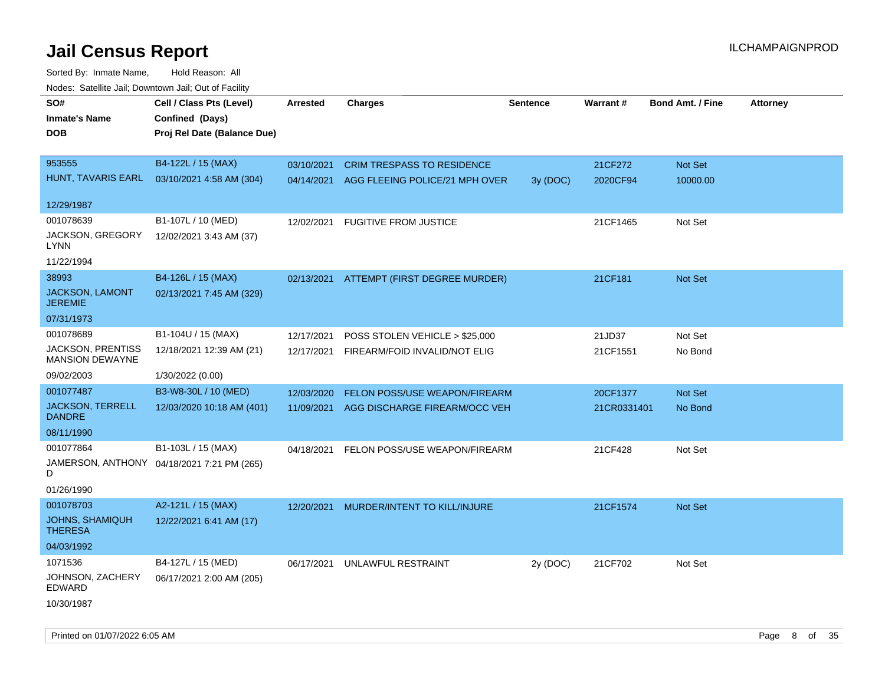# Jail Census Report

ILCHAMPAIGNPROD

Sorted By: Inmate Name, Hold Reason: All

Nodes: Satellite Jail; Downtown Jail; Out of Facility

| SO# / Inmate's Name / DOB | Cell / Class Pts (Level) / Confined (Days) / Proj Rel Date (Balance Due) | Arrested | Charges | Sentence | Warrant # | Bond Amt. / Fine | Attorney |
|---|---|---|---|---|---|---|---|
| 953555<br>HUNT, TAVARIS EARL<br>12/29/1987 | B4-122L / 15 (MAX)<br>03/10/2021 4:58 AM (304) | 03/10/2021 | CRIM TRESPASS TO RESIDENCE | | 21CF272 | Not Set | |
| | | 04/14/2021 | AGG FLEEING POLICE/21 MPH OVER | 3y (DOC) | 2020CF94 | 10000.00 | |
| 001078639<br>JACKSON, GREGORY LYNN<br>11/22/1994 | B1-107L / 10 (MED)<br>12/02/2021 3:43 AM (37) | 12/02/2021 | FUGITIVE FROM JUSTICE | | 21CF1465 | Not Set | |
| 38993<br>JACKSON, LAMONT JEREMIE<br>07/31/1973 | B4-126L / 15 (MAX)<br>02/13/2021 7:45 AM (329) | 02/13/2021 | ATTEMPT (FIRST DEGREE MURDER) | | 21CF181 | Not Set | |
| 001078689<br>JACKSON, PRENTISS MANSION DEWAYNE<br>09/02/2003 | B1-104U / 15 (MAX)<br>12/18/2021 12:39 AM (21)<br>1/30/2022 (0.00) | 12/17/2021 | POSS STOLEN VEHICLE > $25,000 | | 21JD37 | Not Set | |
| | | 12/17/2021 | FIREARM/FOID INVALID/NOT ELIG | | 21CF1551 | No Bond | |
| 001077487<br>JACKSON, TERRELL DANDRE<br>08/11/1990 | B3-W8-30L / 10 (MED)<br>12/03/2020 10:18 AM (401) | 12/03/2020 | FELON POSS/USE WEAPON/FIREARM | | 20CF1377 | Not Set | |
| | | 11/09/2021 | AGG DISCHARGE FIREARM/OCC VEH | | 21CR0331401 | No Bond | |
| 001077864<br>JAMERSON, ANTHONY D<br>01/26/1990 | B1-103L / 15 (MAX)<br>04/18/2021 7:21 PM (265) | 04/18/2021 | FELON POSS/USE WEAPON/FIREARM | | 21CF428 | Not Set | |
| 001078703<br>JOHNS, SHAMIQUH THERESA<br>04/03/1992 | A2-121L / 15 (MAX)<br>12/22/2021 6:41 AM (17) | 12/20/2021 | MURDER/INTENT TO KILL/INJURE | | 21CF1574 | Not Set | |
| 1071536<br>JOHNSON, ZACHERY EDWARD<br>10/30/1987 | B4-127L / 15 (MED)<br>06/17/2021 2:00 AM (205) | 06/17/2021 | UNLAWFUL RESTRAINT | 2y (DOC) | 21CF702 | Not Set | |

Printed on 01/07/2022 6:05 AM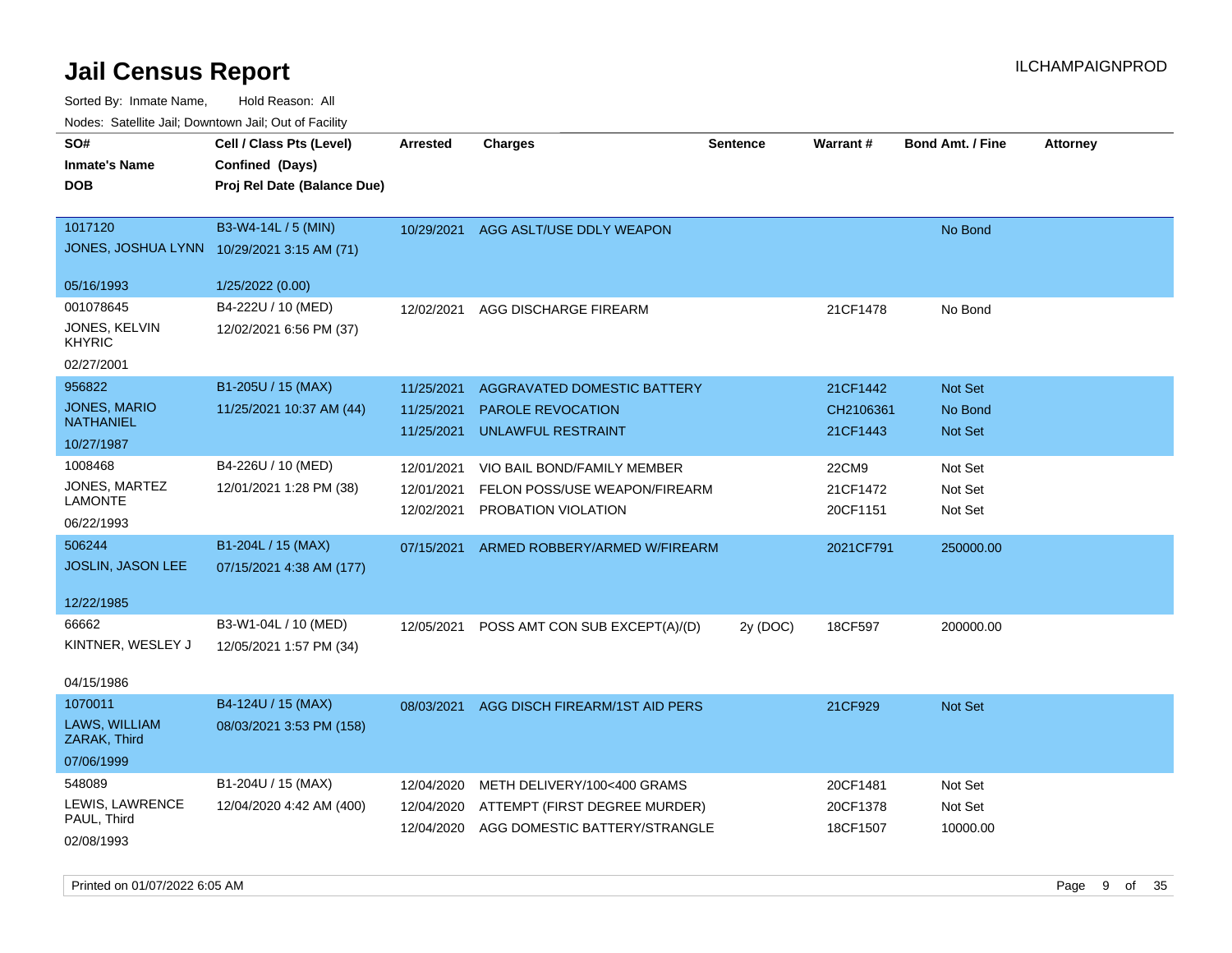# Jail Census Report

ILCHAMPAIGNPROD

Sorted By: Inmate Name, Hold Reason: All

Nodes: Satellite Jail; Downtown Jail; Out of Facility

| SO# / Inmate's Name / DOB | Cell / Class Pts (Level) / Confined (Days) / Proj Rel Date (Balance Due) | Arrested | Charges | Sentence | Warrant # | Bond Amt. / Fine | Attorney |
|---|---|---|---|---|---|---|---|
| 1017120<br>JONES, JOSHUA LYNN<br>05/16/1993 | B3-W4-14L / 5 (MIN)<br>10/29/2021 3:15 AM (71)<br>1/25/2022 (0.00) | 10/29/2021 | AGG ASLT/USE DDLY WEAPON | | | No Bond | |
| 001078645<br>JONES, KELVIN KHYRIC<br>02/27/2001 | B4-222U / 10 (MED)<br>12/02/2021 6:56 PM (37) | 12/02/2021 | AGG DISCHARGE FIREARM | | 21CF1478 | No Bond | |
| 956822<br>JONES, MARIO NATHANIEL<br>10/27/1987 | B1-205U / 15 (MAX)<br>11/25/2021 10:37 AM (44) | 11/25/2021<br>11/25/2021<br>11/25/2021 | AGGRAVATED DOMESTIC BATTERY<br>PAROLE REVOCATION<br>UNLAWFUL RESTRAINT | | 21CF1442<br>CH2106361<br>21CF1443 | Not Set<br>No Bond<br>Not Set | |
| 1008468<br>JONES, MARTEZ LAMONTE<br>06/22/1993 | B4-226U / 10 (MED)<br>12/01/2021 1:28 PM (38) | 12/01/2021<br>12/01/2021<br>12/02/2021 | VIO BAIL BOND/FAMILY MEMBER<br>FELON POSS/USE WEAPON/FIREARM<br>PROBATION VIOLATION | | 22CM9<br>21CF1472<br>20CF1151 | Not Set<br>Not Set<br>Not Set | |
| 506244<br>JOSLIN, JASON LEE<br>12/22/1985 | B1-204L / 15 (MAX)<br>07/15/2021 4:38 AM (177) | 07/15/2021 | ARMED ROBBERY/ARMED W/FIREARM | | 2021CF791 | 250000.00 | |
| 66662<br>KINTNER, WESLEY J<br>04/15/1986 | B3-W1-04L / 10 (MED)<br>12/05/2021 1:57 PM (34) | 12/05/2021 | POSS AMT CON SUB EXCEPT(A)/(D) | 2y (DOC) | 18CF597 | 200000.00 | |
| 1070011<br>LAWS, WILLIAM ZARAK, Third<br>07/06/1999 | B4-124U / 15 (MAX)<br>08/03/2021 3:53 PM (158) | 08/03/2021 | AGG DISCH FIREARM/1ST AID PERS | | 21CF929 | Not Set | |
| 548089<br>LEWIS, LAWRENCE PAUL, Third<br>02/08/1993 | B1-204U / 15 (MAX)<br>12/04/2020 4:42 AM (400) | 12/04/2020<br>12/04/2020<br>12/04/2020 | METH DELIVERY/100<400 GRAMS<br>ATTEMPT (FIRST DEGREE MURDER)<br>AGG DOMESTIC BATTERY/STRANGLE | | 20CF1481<br>20CF1378<br>18CF1507 | Not Set<br>Not Set<br>10000.00 | |

Printed on 01/07/2022 6:05 AM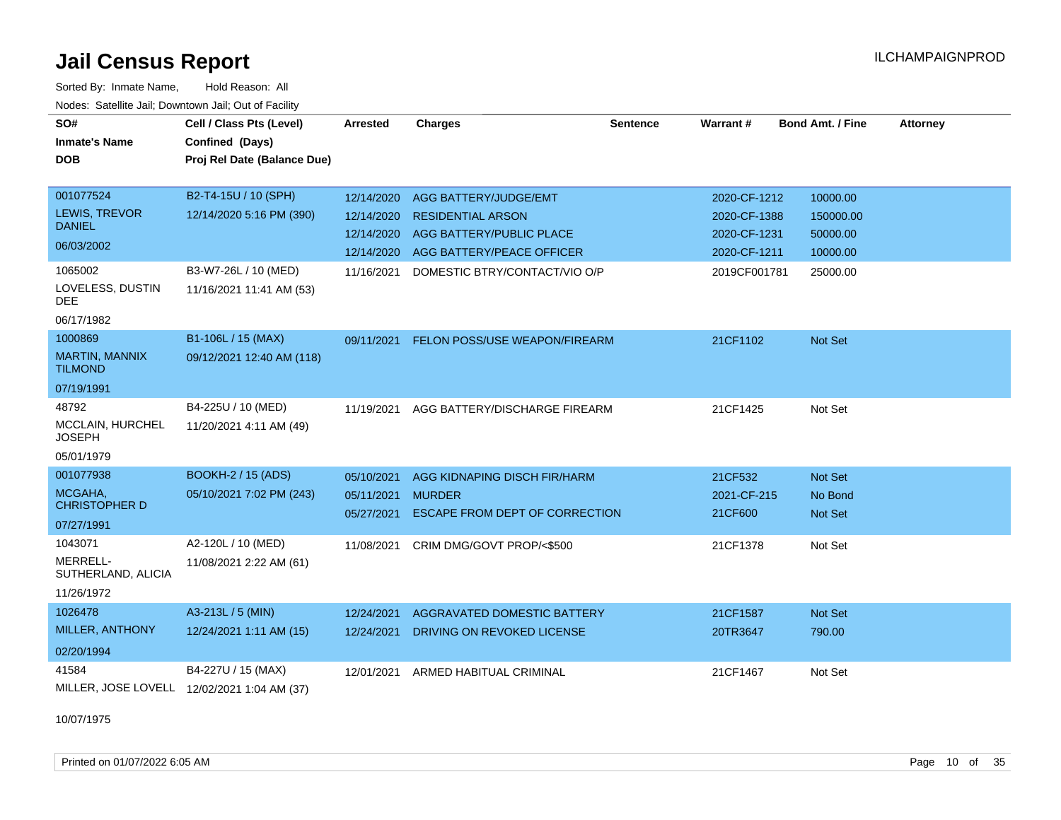# Jail Census Report

Sorted By: Inmate Name, Hold Reason: All

Nodes: Satellite Jail; Downtown Jail; Out of Facility

| SO# / Inmate's Name / DOB | Cell / Class Pts (Level) / Confined (Days) / Proj Rel Date (Balance Due) | Arrested | Charges | Sentence | Warrant # | Bond Amt. / Fine | Attorney |
|---|---|---|---|---|---|---|---|
| 001077524 LEWIS, TREVOR DANIEL 06/03/2002 | B2-T4-15U / 10 (SPH) 12/14/2020 5:16 PM (390) | 12/14/2020 | AGG BATTERY/JUDGE/EMT | | 2020-CF-1212 | 10000.00 | |
| | | 12/14/2020 | RESIDENTIAL ARSON | | 2020-CF-1388 | 150000.00 | |
| | | 12/14/2020 | AGG BATTERY/PUBLIC PLACE | | 2020-CF-1231 | 50000.00 | |
| | | 12/14/2020 | AGG BATTERY/PEACE OFFICER | | 2020-CF-1211 | 10000.00 | |
| 1065002 LOVELESS, DUSTIN DEE 06/17/1982 | B3-W7-26L / 10 (MED) 11/16/2021 11:41 AM (53) | 11/16/2021 | DOMESTIC BTRY/CONTACT/VIO O/P | | 2019CF001781 | 25000.00 | |
| 1000869 MARTIN, MANNIX TILMOND 07/19/1991 | B1-106L / 15 (MAX) 09/12/2021 12:40 AM (118) | 09/11/2021 | FELON POSS/USE WEAPON/FIREARM | | 21CF1102 | Not Set | |
| 48792 MCCLAIN, HURCHEL JOSEPH 05/01/1979 | B4-225U / 10 (MED) 11/20/2021 4:11 AM (49) | 11/19/2021 | AGG BATTERY/DISCHARGE FIREARM | | 21CF1425 | Not Set | |
| 001077938 MCGAHA, CHRISTOPHER D 07/27/1991 | BOOKH-2 / 15 (ADS) 05/10/2021 7:02 PM (243) | 05/10/2021 | AGG KIDNAPING DISCH FIR/HARM | | 21CF532 | Not Set | |
| | | 05/11/2021 | MURDER | | 2021-CF-215 | No Bond | |
| | | 05/27/2021 | ESCAPE FROM DEPT OF CORRECTION | | 21CF600 | Not Set | |
| 1043071 MERRELL-SUTHERLAND, ALICIA 11/26/1972 | A2-120L / 10 (MED) 11/08/2021 2:22 AM (61) | 11/08/2021 | CRIM DMG/GOVT PROP/<$500 | | 21CF1378 | Not Set | |
| 1026478 MILLER, ANTHONY 02/20/1994 | A3-213L / 5 (MIN) 12/24/2021 1:11 AM (15) | 12/24/2021 | AGGRAVATED DOMESTIC BATTERY | | 21CF1587 | Not Set | |
| | | 12/24/2021 | DRIVING ON REVOKED LICENSE | | 20TR3647 | 790.00 | |
| 41584 MILLER, JOSE LOVELL 10/07/1975 | B4-227U / 15 (MAX) 12/02/2021 1:04 AM (37) | 12/01/2021 | ARMED HABITUAL CRIMINAL | | 21CF1467 | Not Set | |

Printed on 01/07/2022 6:05 AM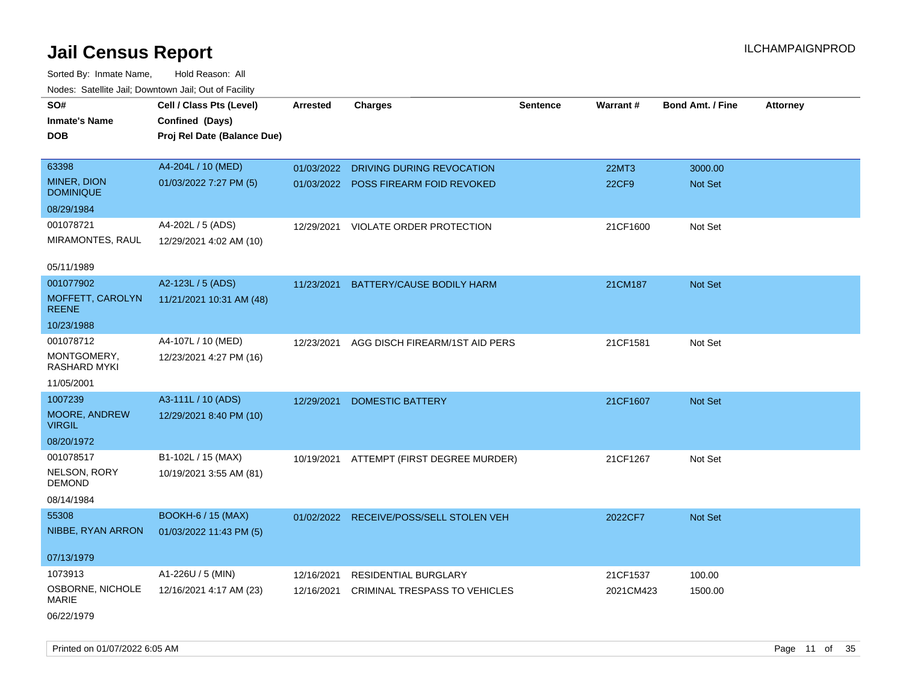# Jail Census Report

ILCHAMPAIGNPROD

Sorted By: Inmate Name, Hold Reason: All

Nodes: Satellite Jail; Downtown Jail; Out of Facility

| SO# / Inmate's Name / DOB | Cell / Class Pts (Level) / Confined (Days) / Proj Rel Date (Balance Due) | Arrested | Charges | Sentence | Warrant # | Bond Amt. / Fine | Attorney |
|---|---|---|---|---|---|---|---|
| 63398 MINER, DION DOMINIQUE 08/29/1984 | A4-204L / 10 (MED) 01/03/2022 7:27 PM (5) | 01/03/2022 | DRIVING DURING REVOCATION | | 22MT3 | 3000.00 | |
| | | 01/03/2022 | POSS FIREARM FOID REVOKED | | 22CF9 | Not Set | |
| 001078721 MIRAMONTES, RAUL 05/11/1989 | A4-202L / 5 (ADS) 12/29/2021 4:02 AM (10) | 12/29/2021 | VIOLATE ORDER PROTECTION | | 21CF1600 | Not Set | |
| 001077902 MOFFETT, CAROLYN REENE 10/23/1988 | A2-123L / 5 (ADS) 11/21/2021 10:31 AM (48) | 11/23/2021 | BATTERY/CAUSE BODILY HARM | | 21CM187 | Not Set | |
| 001078712 MONTGOMERY, RASHARD MYKI 11/05/2001 | A4-107L / 10 (MED) 12/23/2021 4:27 PM (16) | 12/23/2021 | AGG DISCH FIREARM/1ST AID PERS | | 21CF1581 | Not Set | |
| 1007239 MOORE, ANDREW VIRGIL 08/20/1972 | A3-111L / 10 (ADS) 12/29/2021 8:40 PM (10) | 12/29/2021 | DOMESTIC BATTERY | | 21CF1607 | Not Set | |
| 001078517 NELSON, RORY DEMOND 08/14/1984 | B1-102L / 15 (MAX) 10/19/2021 3:55 AM (81) | 10/19/2021 | ATTEMPT (FIRST DEGREE MURDER) | | 21CF1267 | Not Set | |
| 55308 NIBBE, RYAN ARRON 07/13/1979 | BOOKH-6 / 15 (MAX) 01/03/2022 11:43 PM (5) | 01/02/2022 | RECEIVE/POSS/SELL STOLEN VEH | | 2022CF7 | Not Set | |
| 1073913 OSBORNE, NICHOLE MARIE 06/22/1979 | A1-226U / 5 (MIN) 12/16/2021 4:17 AM (23) | 12/16/2021 | RESIDENTIAL BURGLARY | | 21CF1537 | 100.00 | |
| | | 12/16/2021 | CRIMINAL TRESPASS TO VEHICLES | | 2021CM423 | 1500.00 | |

Printed on 01/07/2022 6:05 AM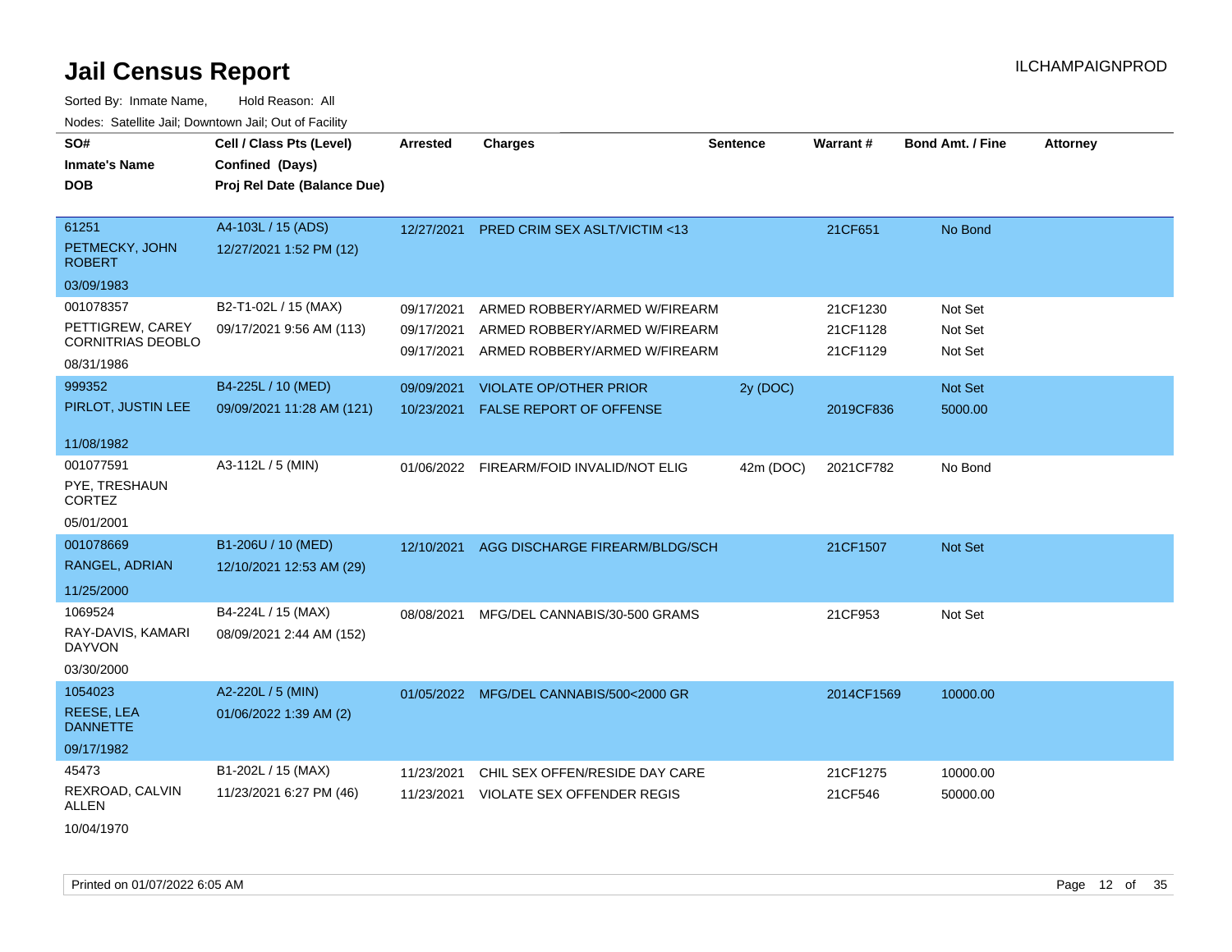# Jail Census Report

ILCHAMPAIGNPROD

Sorted By: Inmate Name, Hold Reason: All

Nodes: Satellite Jail; Downtown Jail; Out of Facility

| SO# / Inmate's Name / DOB | Cell / Class Pts (Level) / Confined (Days) / Proj Rel Date (Balance Due) | Arrested | Charges | Sentence | Warrant # | Bond Amt. / Fine | Attorney |
|---|---|---|---|---|---|---|---|
| 61251<br>PETMECKY, JOHN ROBERT<br>03/09/1983 | A4-103L / 15 (ADS)<br>12/27/2021 1:52 PM (12) | 12/27/2021 | PRED CRIM SEX ASLT/VICTIM <13 | | 21CF651 | No Bond | |
| 001078357<br>PETTIGREW, CAREY CORNITRIAS DEOBLO<br>08/31/1986 | B2-T1-02L / 15 (MAX)<br>09/17/2021 9:56 AM (113) | 09/17/2021 | ARMED ROBBERY/ARMED W/FIREARM | | 21CF1230 | Not Set | |
| | | 09/17/2021 | ARMED ROBBERY/ARMED W/FIREARM | | 21CF1128 | Not Set | |
| | | 09/17/2021 | ARMED ROBBERY/ARMED W/FIREARM | | 21CF1129 | Not Set | |
| 999352<br>PIRLOT, JUSTIN LEE<br>11/08/1982 | B4-225L / 10 (MED)<br>09/09/2021 11:28 AM (121) | 09/09/2021 | VIOLATE OP/OTHER PRIOR | 2y (DOC) | | Not Set | |
| | | 10/23/2021 | FALSE REPORT OF OFFENSE | | 2019CF836 | 5000.00 | |
| 001077591<br>PYE, TRESHAUN CORTEZ<br>05/01/2001 | A3-112L / 5 (MIN) | 01/06/2022 | FIREARM/FOID INVALID/NOT ELIG | 42m (DOC) | 2021CF782 | No Bond | |
| 001078669<br>RANGEL, ADRIAN<br>11/25/2000 | B1-206U / 10 (MED)<br>12/10/2021 12:53 AM (29) | 12/10/2021 | AGG DISCHARGE FIREARM/BLDG/SCH | | 21CF1507 | Not Set | |
| 1069524<br>RAY-DAVIS, KAMARI DAYVON<br>03/30/2000 | B4-224L / 15 (MAX)<br>08/09/2021 2:44 AM (152) | 08/08/2021 | MFG/DEL CANNABIS/30-500 GRAMS | | 21CF953 | Not Set | |
| 1054023<br>REESE, LEA DANNETTE<br>09/17/1982 | A2-220L / 5 (MIN)<br>01/06/2022 1:39 AM (2) | 01/05/2022 | MFG/DEL CANNABIS/500<2000 GR | | 2014CF1569 | 10000.00 | |
| 45473<br>REXROAD, CALVIN ALLEN<br>10/04/1970 | B1-202L / 15 (MAX)<br>11/23/2021 6:27 PM (46) | 11/23/2021 | CHIL SEX OFFEN/RESIDE DAY CARE | | 21CF1275 | 10000.00 | |
| | | 11/23/2021 | VIOLATE SEX OFFENDER REGIS | | 21CF546 | 50000.00 | |

Printed on 01/07/2022 6:05 AM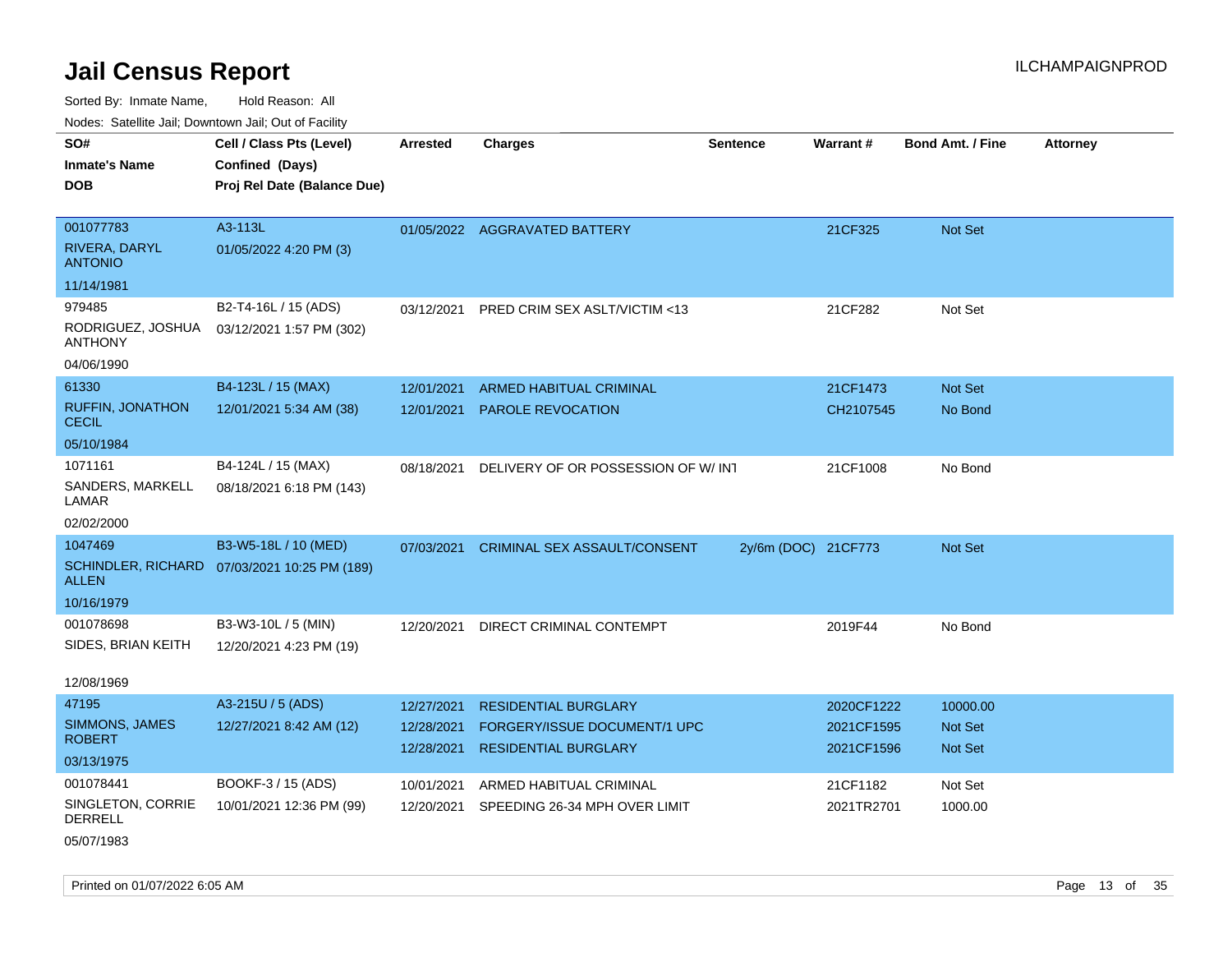# Jail Census Report

ILCHAMPAIGNPROD

Sorted By: Inmate Name, Hold Reason: All

Nodes: Satellite Jail; Downtown Jail; Out of Facility

| SO# / Inmate's Name / DOB | Cell / Class Pts (Level) / Confined (Days) / Proj Rel Date (Balance Due) | Arrested | Charges | Sentence | Warrant # | Bond Amt. / Fine | Attorney |
|---|---|---|---|---|---|---|---|
| 001077783<br>RIVERA, DARYL ANTONIO<br>11/14/1981 | A3-113L<br>01/05/2022 4:20 PM (3) | 01/05/2022 | AGGRAVATED BATTERY | | 21CF325 | Not Set | |
| 979485<br>RODRIGUEZ, JOSHUA ANTHONY<br>04/06/1990 | B2-T4-16L / 15 (ADS)<br>03/12/2021 1:57 PM (302) | 03/12/2021 | PRED CRIM SEX ASLT/VICTIM <13 | | 21CF282 | Not Set | |
| 61330<br>RUFFIN, JONATHON CECIL<br>05/10/1984 | B4-123L / 15 (MAX)<br>12/01/2021 5:34 AM (38) | 12/01/2021 | ARMED HABITUAL CRIMINAL | | 21CF1473 | Not Set | |
| | | 12/01/2021 | PAROLE REVOCATION | | CH2107545 | No Bond | |
| 1071161<br>SANDERS, MARKELL LAMAR<br>02/02/2000 | B4-124L / 15 (MAX)<br>08/18/2021 6:18 PM (143) | 08/18/2021 | DELIVERY OF OR POSSESSION OF W/ INT | | 21CF1008 | No Bond | |
| 1047469<br>SCHINDLER, RICHARD ALLEN<br>10/16/1979 | B3-W5-18L / 10 (MED)<br>07/03/2021 10:25 PM (189) | 07/03/2021 | CRIMINAL SEX ASSAULT/CONSENT | 2y/6m (DOC) | 21CF773 | Not Set | |
| 001078698<br>SIDES, BRIAN KEITH<br>12/08/1969 | B3-W3-10L / 5 (MIN)<br>12/20/2021 4:23 PM (19) | 12/20/2021 | DIRECT CRIMINAL CONTEMPT | | 2019F44 | No Bond | |
| 47195<br>SIMMONS, JAMES ROBERT<br>03/13/1975 | A3-215U / 5 (ADS)<br>12/27/2021 8:42 AM (12) | 12/27/2021 | RESIDENTIAL BURGLARY | | 2020CF1222 | 10000.00 | |
| | | 12/28/2021 | FORGERY/ISSUE DOCUMENT/1 UPC | | 2021CF1595 | Not Set | |
| | | 12/28/2021 | RESIDENTIAL BURGLARY | | 2021CF1596 | Not Set | |
| 001078441<br>SINGLETON, CORRIE DERRELL<br>05/07/1983 | BOOKF-3 / 15 (ADS)<br>10/01/2021 12:36 PM (99) | 10/01/2021 | ARMED HABITUAL CRIMINAL | | 21CF1182 | Not Set | |
| | | 12/20/2021 | SPEEDING 26-34 MPH OVER LIMIT | | 2021TR2701 | 1000.00 | |

Printed on 01/07/2022 6:05 AM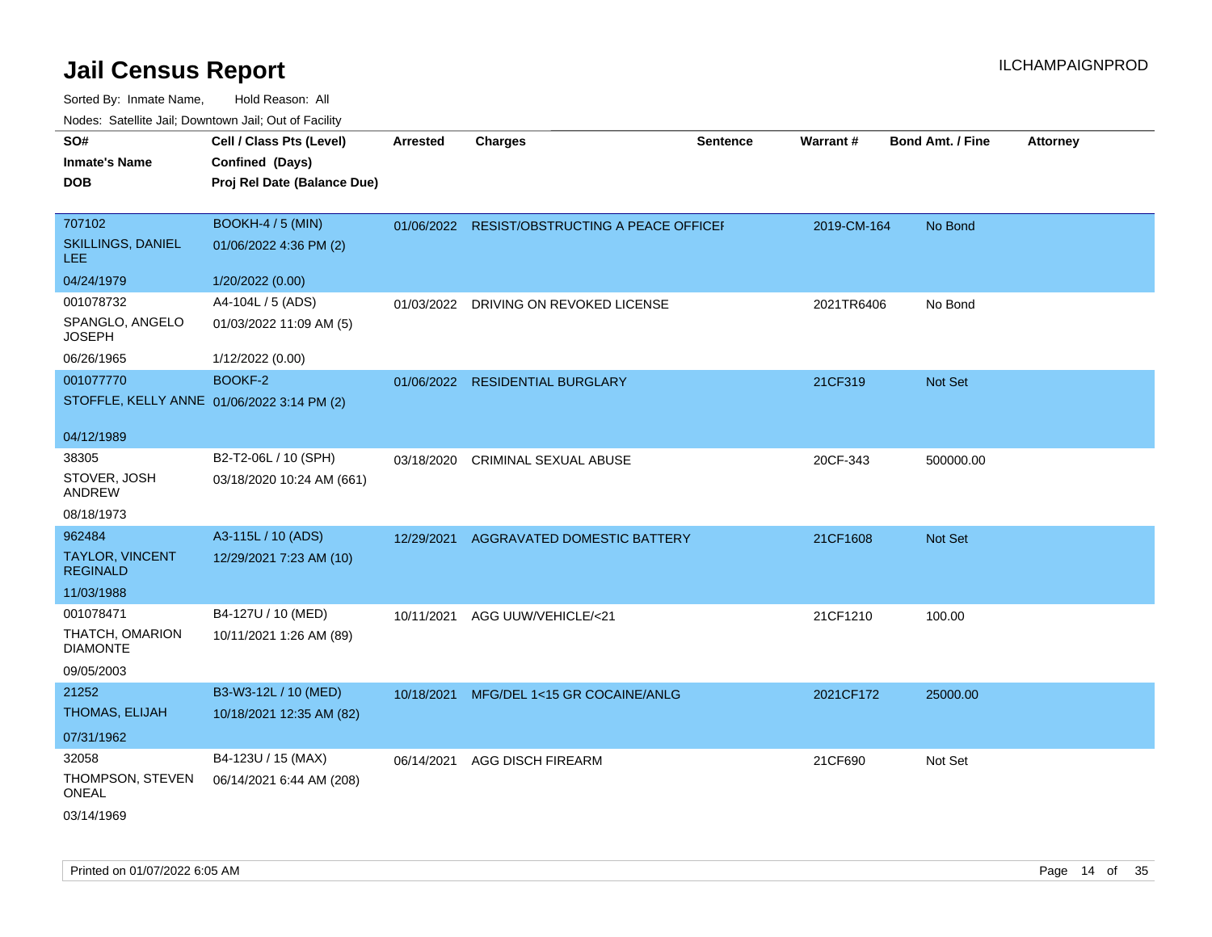# Jail Census Report

ILCHAMPAIGNPROD

Sorted By: Inmate Name, Hold Reason: All

Nodes: Satellite Jail; Downtown Jail; Out of Facility

| SO# / Inmate's Name / DOB | Cell / Class Pts (Level) / Confined (Days) / Proj Rel Date (Balance Due) | Arrested | Charges | Sentence | Warrant # | Bond Amt. / Fine | Attorney |
|---|---|---|---|---|---|---|---|
| 707102<br>SKILLINGS, DANIEL LEE<br>04/24/1979 | BOOKH-4 / 5 (MIN)<br>01/06/2022 4:36 PM (2)<br>1/20/2022 (0.00) | 01/06/2022 | RESIST/OBSTRUCTING A PEACE OFFICEI | | 2019-CM-164 | No Bond | |
| 001078732<br>SPANGLO, ANGELO JOSEPH<br>06/26/1965 | A4-104L / 5 (ADS)<br>01/03/2022 11:09 AM (5)<br>1/12/2022 (0.00) | 01/03/2022 | DRIVING ON REVOKED LICENSE | | 2021TR6406 | No Bond | |
| 001077770<br>STOFFLE, KELLY ANNE<br>04/12/1989 | BOOKF-2<br>01/06/2022 3:14 PM (2) | 01/06/2022 | RESIDENTIAL BURGLARY | | 21CF319 | Not Set | |
| 38305<br>STOVER, JOSH ANDREW<br>08/18/1973 | B2-T2-06L / 10 (SPH)<br>03/18/2020 10:24 AM (661) | 03/18/2020 | CRIMINAL SEXUAL ABUSE | | 20CF-343 | 500000.00 | |
| 962484<br>TAYLOR, VINCENT REGINALD<br>11/03/1988 | A3-115L / 10 (ADS)<br>12/29/2021 7:23 AM (10) | 12/29/2021 | AGGRAVATED DOMESTIC BATTERY | | 21CF1608 | Not Set | |
| 001078471<br>THATCH, OMARION DIAMONTE<br>09/05/2003 | B4-127U / 10 (MED)<br>10/11/2021 1:26 AM (89) | 10/11/2021 | AGG UUW/VEHICLE/<21 | | 21CF1210 | 100.00 | |
| 21252<br>THOMAS, ELIJAH<br>07/31/1962 | B3-W3-12L / 10 (MED)<br>10/18/2021 12:35 AM (82) | 10/18/2021 | MFG/DEL 1<15 GR COCAINE/ANLG | | 2021CF172 | 25000.00 | |
| 32058<br>THOMPSON, STEVEN ONEAL<br>03/14/1969 | B4-123U / 15 (MAX)<br>06/14/2021 6:44 AM (208) | 06/14/2021 | AGG DISCH FIREARM | | 21CF690 | Not Set | |

Printed on 01/07/2022 6:05 AM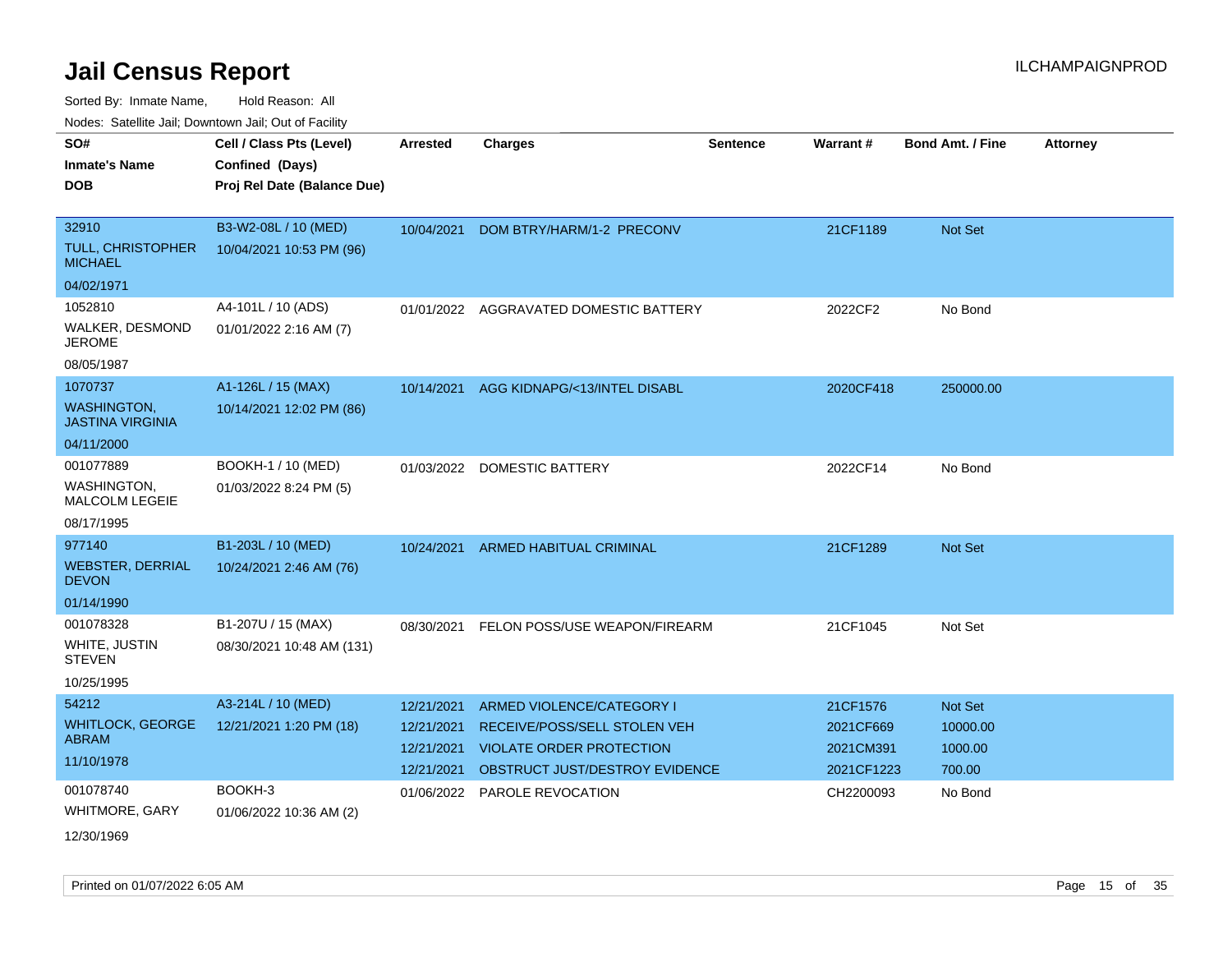# Jail Census Report

ILCHAMPAIGNPROD

Sorted By: Inmate Name, Hold Reason: All

Nodes: Satellite Jail; Downtown Jail; Out of Facility

| SO# / Inmate's Name / DOB | Cell / Class Pts (Level) / Confined (Days) / Proj Rel Date (Balance Due) | Arrested | Charges | Sentence | Warrant # | Bond Amt. / Fine | Attorney |
|---|---|---|---|---|---|---|---|
| 32910<br>TULL, CHRISTOPHER MICHAEL<br>04/02/1971 | B3-W2-08L / 10 (MED)<br>10/04/2021 10:53 PM (96) | 10/04/2021 | DOM BTRY/HARM/1-2 PRECONV | | 21CF1189 | Not Set | |
| 1052810<br>WALKER, DESMOND JEROME<br>08/05/1987 | A4-101L / 10 (ADS)<br>01/01/2022 2:16 AM (7) | 01/01/2022 | AGGRAVATED DOMESTIC BATTERY | | 2022CF2 | No Bond | |
| 1070737<br>WASHINGTON, JASTINA VIRGINIA<br>04/11/2000 | A1-126L / 15 (MAX)<br>10/14/2021 12:02 PM (86) | 10/14/2021 | AGG KIDNAPG/<13/INTEL DISABL | | 2020CF418 | 250000.00 | |
| 001077889<br>WASHINGTON, MALCOLM LEGEIE<br>08/17/1995 | BOOKH-1 / 10 (MED)<br>01/03/2022 8:24 PM (5) | 01/03/2022 | DOMESTIC BATTERY | | 2022CF14 | No Bond | |
| 977140<br>WEBSTER, DERRIAL DEVON<br>01/14/1990 | B1-203L / 10 (MED)<br>10/24/2021 2:46 AM (76) | 10/24/2021 | ARMED HABITUAL CRIMINAL | | 21CF1289 | Not Set | |
| 001078328<br>WHITE, JUSTIN STEVEN<br>10/25/1995 | B1-207U / 15 (MAX)<br>08/30/2021 10:48 AM (131) | 08/30/2021 | FELON POSS/USE WEAPON/FIREARM | | 21CF1045 | Not Set | |
| 54212<br>WHITLOCK, GEORGE ABRAM<br>11/10/1978 | A3-214L / 10 (MED)<br>12/21/2021 1:20 PM (18) | 12/21/2021 | ARMED VIOLENCE/CATEGORY I | | 21CF1576 | Not Set | |
| | | 12/21/2021 | RECEIVE/POSS/SELL STOLEN VEH | | 2021CF669 | 10000.00 | |
| | | 12/21/2021 | VIOLATE ORDER PROTECTION | | 2021CM391 | 1000.00 | |
| | | 12/21/2021 | OBSTRUCT JUST/DESTROY EVIDENCE | | 2021CF1223 | 700.00 | |
| 001078740<br>WHITMORE, GARY<br>12/30/1969 | BOOKH-3<br>01/06/2022 10:36 AM (2) | 01/06/2022 | PAROLE REVOCATION | | CH2200093 | No Bond | |

Printed on 01/07/2022 6:05 AM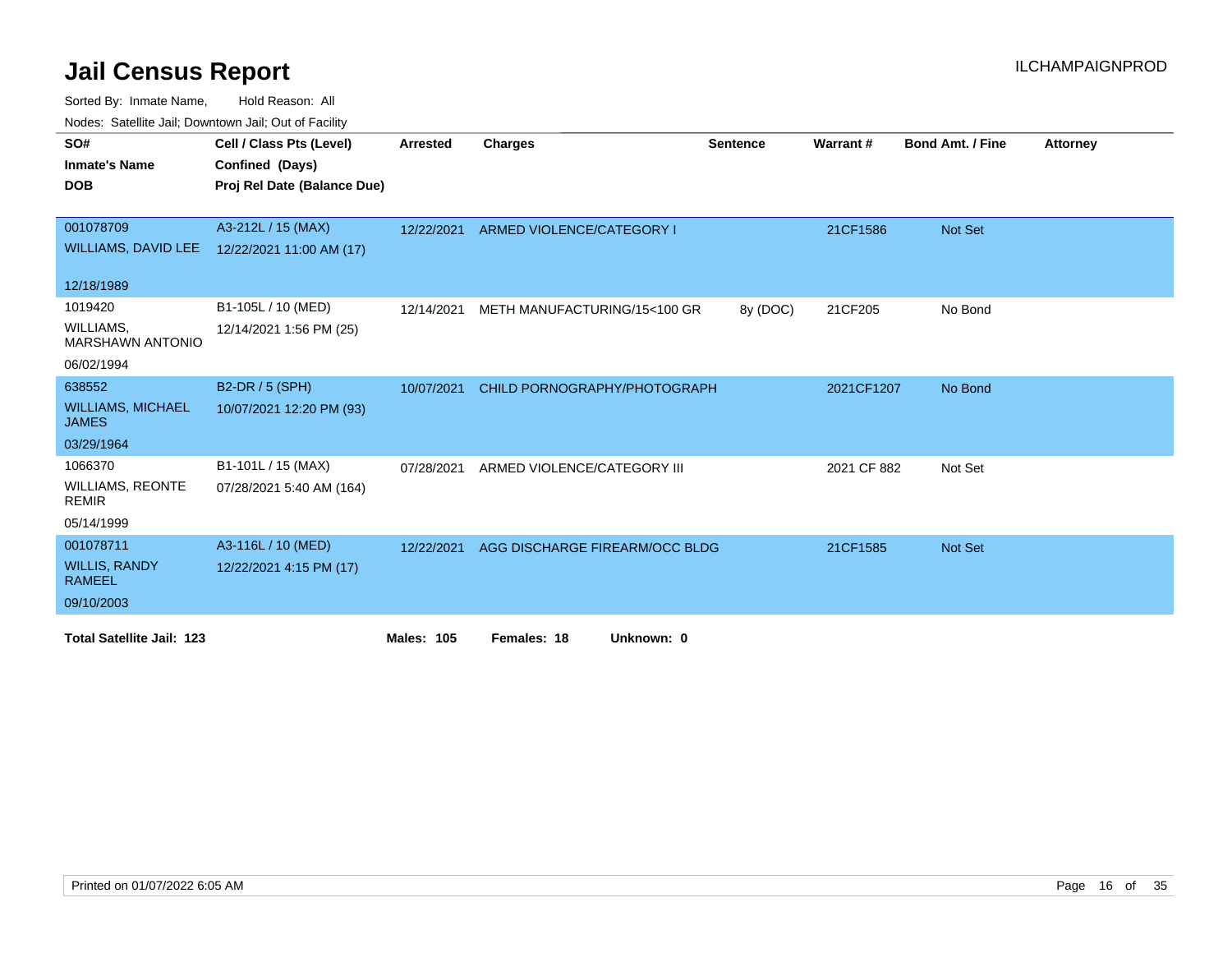# Jail Census Report

ILCHAMPAIGNPROD

Sorted By: Inmate Name, Hold Reason: All

Nodes: Satellite Jail; Downtown Jail; Out of Facility

| SO# / Inmate's Name / DOB | Cell / Class Pts (Level) / Confined (Days) / Proj Rel Date (Balance Due) | Arrested | Charges | Sentence | Warrant # | Bond Amt. / Fine | Attorney |
|---|---|---|---|---|---|---|---|
| 001078709<br>WILLIAMS, DAVID LEE<br>12/18/1989 | A3-212L / 15 (MAX)<br>12/22/2021 11:00 AM (17) | 12/22/2021 | ARMED VIOLENCE/CATEGORY I | | 21CF1586 | Not Set | |
| 1019420<br>WILLIAMS, MARSHAWN ANTONIO<br>06/02/1994 | B1-105L / 10 (MED)<br>12/14/2021 1:56 PM (25) | 12/14/2021 | METH MANUFACTURING/15<100 GR | 8y (DOC) | 21CF205 | No Bond | |
| 638552<br>WILLIAMS, MICHAEL JAMES<br>03/29/1964 | B2-DR / 5 (SPH)<br>10/07/2021 12:20 PM (93) | 10/07/2021 | CHILD PORNOGRAPHY/PHOTOGRAPH | | 2021CF1207 | No Bond | |
| 1066370<br>WILLIAMS, REONTE REMIR<br>05/14/1999 | B1-101L / 15 (MAX)<br>07/28/2021 5:40 AM (164) | 07/28/2021 | ARMED VIOLENCE/CATEGORY III | | 2021 CF 882 | Not Set | |
| 001078711<br>WILLIS, RANDY RAMEEL<br>09/10/2003 | A3-116L / 10 (MED)<br>12/22/2021 4:15 PM (17) | 12/22/2021 | AGG DISCHARGE FIREARM/OCC BLDG | | 21CF1585 | Not Set | |

**Total Satellite Jail: 123** **Males: 105** **Females: 18** **Unknown: 0**

Printed on 01/07/2022 6:05 AM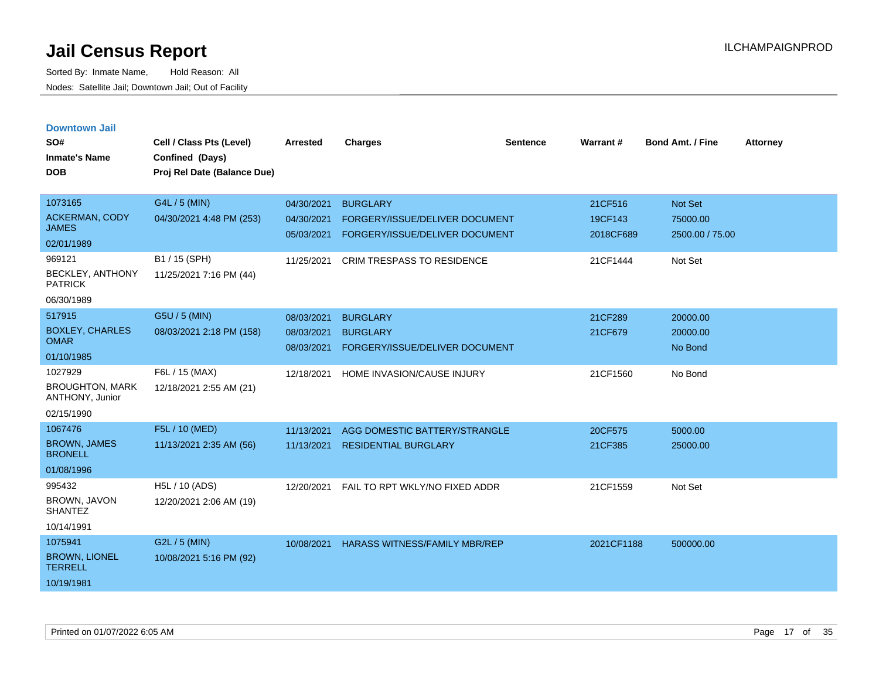# Jail Census Report

Sorted By: Inmate Name, Hold Reason: All

Nodes: Satellite Jail; Downtown Jail; Out of Facility

ILCHAMPAIGNPROD

## Downtown Jail

| SO# / Inmate's Name / DOB | Cell / Class Pts (Level) / Confined (Days) / Proj Rel Date (Balance Due) | Arrested | Charges | Sentence | Warrant # | Bond Amt. / Fine | Attorney |
|---|---|---|---|---|---|---|---|
| 1073165<br>ACKERMAN, CODY JAMES<br>02/01/1989 | G4L / 5 (MIN)<br>04/30/2021 4:48 PM (253) | 04/30/2021<br>04/30/2021<br>05/03/2021 | BURGLARY<br>FORGERY/ISSUE/DELIVER DOCUMENT<br>FORGERY/ISSUE/DELIVER DOCUMENT | | 21CF516<br>19CF143<br>2018CF689 | Not Set<br>75000.00<br>2500.00 / 75.00 | |
| 969121<br>BECKLEY, ANTHONY PATRICK<br>06/30/1989 | B1 / 15 (SPH)<br>11/25/2021 7:16 PM (44) | 11/25/2021 | CRIM TRESPASS TO RESIDENCE | | 21CF1444 | Not Set | |
| 517915<br>BOXLEY, CHARLES OMAR<br>01/10/1985 | G5U / 5 (MIN)<br>08/03/2021 2:18 PM (158) | 08/03/2021<br>08/03/2021<br>08/03/2021 | BURGLARY<br>BURGLARY<br>FORGERY/ISSUE/DELIVER DOCUMENT | | 21CF289<br>21CF679 | 20000.00<br>20000.00<br>No Bond | |
| 1027929<br>BROUGHTON, MARK ANTHONY, Junior<br>02/15/1990 | F6L / 15 (MAX)<br>12/18/2021 2:55 AM (21) | 12/18/2021 | HOME INVASION/CAUSE INJURY | | 21CF1560 | No Bond | |
| 1067476<br>BROWN, JAMES BRONELL<br>01/08/1996 | F5L / 10 (MED)<br>11/13/2021 2:35 AM (56) | 11/13/2021<br>11/13/2021 | AGG DOMESTIC BATTERY/STRANGLE<br>RESIDENTIAL BURGLARY | | 20CF575<br>21CF385 | 5000.00<br>25000.00 | |
| 995432<br>BROWN, JAVON SHANTEZ<br>10/14/1991 | H5L / 10 (ADS)<br>12/20/2021 2:06 AM (19) | 12/20/2021 | FAIL TO RPT WKLY/NO FIXED ADDR | | 21CF1559 | Not Set | |
| 1075941<br>BROWN, LIONEL TERRELL<br>10/19/1981 | G2L / 5 (MIN)<br>10/08/2021 5:16 PM (92) | 10/08/2021 | HARASS WITNESS/FAMILY MBR/REP | | 2021CF1188 | 500000.00 | |

Printed on 01/07/2022 6:05 AM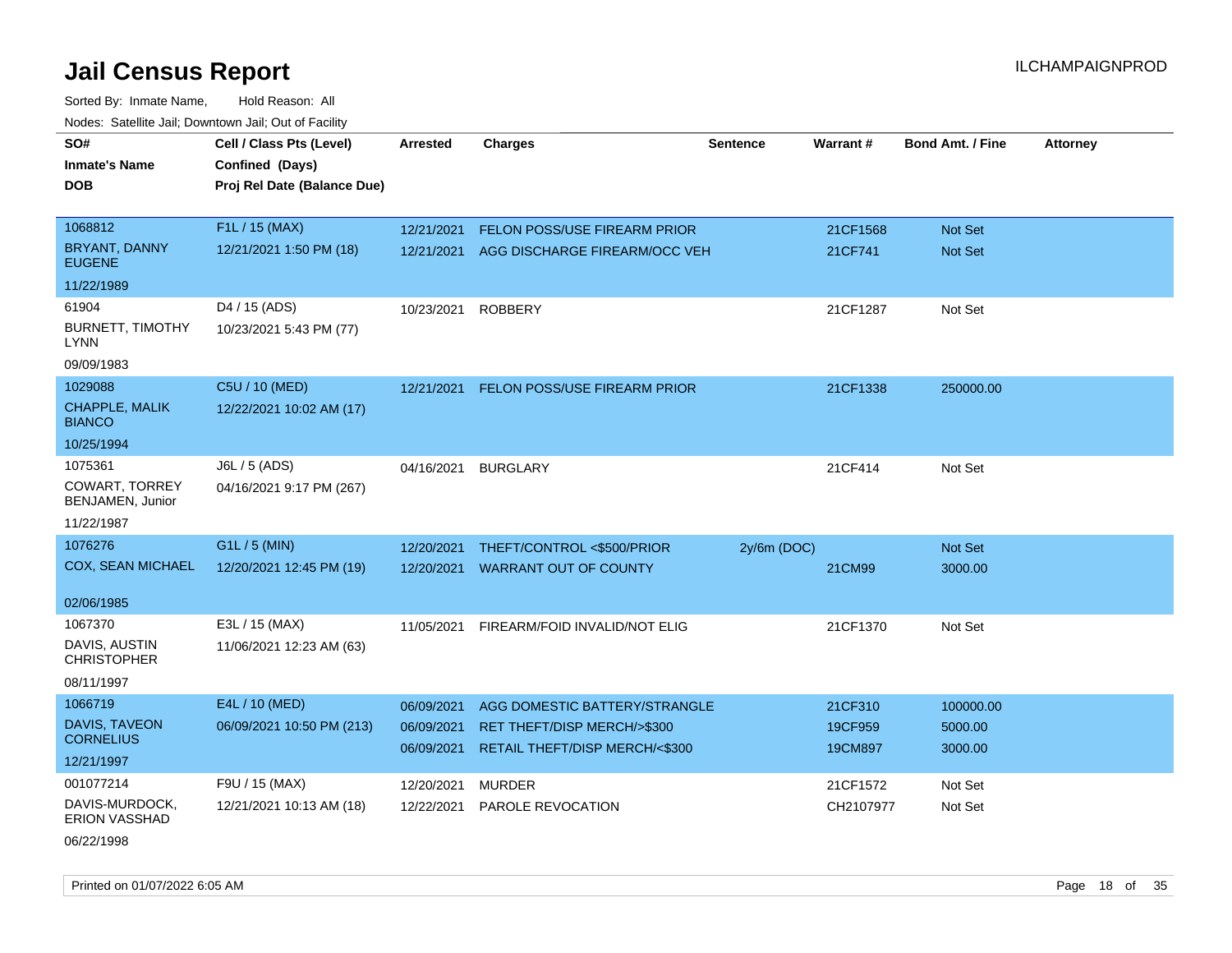# Jail Census Report

ILCHAMPAIGNPROD

Sorted By: Inmate Name, Hold Reason: All

Nodes: Satellite Jail; Downtown Jail; Out of Facility

| SO# / Inmate's Name / DOB | Cell / Class Pts (Level) / Confined (Days) / Proj Rel Date (Balance Due) | Arrested | Charges | Sentence | Warrant # | Bond Amt. / Fine | Attorney |
|---|---|---|---|---|---|---|---|
| 1068812<br>BRYANT, DANNY EUGENE<br>11/22/1989 | F1L / 15 (MAX)<br>12/21/2021 1:50 PM (18) | 12/21/2021<br>12/21/2021 | FELON POSS/USE FIREARM PRIOR<br>AGG DISCHARGE FIREARM/OCC VEH | | 21CF1568<br>21CF741 | Not Set<br>Not Set | |
| 61904<br>BURNETT, TIMOTHY LYNN<br>09/09/1983 | D4 / 15 (ADS)<br>10/23/2021 5:43 PM (77) | 10/23/2021 | ROBBERY | | 21CF1287 | Not Set | |
| 1029088<br>CHAPPLE, MALIK BIANCO<br>10/25/1994 | C5U / 10 (MED)<br>12/22/2021 10:02 AM (17) | 12/21/2021 | FELON POSS/USE FIREARM PRIOR | | 21CF1338 | 250000.00 | |
| 1075361<br>COWART, TORREY BENJAMEN, Junior<br>11/22/1987 | J6L / 5 (ADS)<br>04/16/2021 9:17 PM (267) | 04/16/2021 | BURGLARY | | 21CF414 | Not Set | |
| 1076276<br>COX, SEAN MICHAEL<br>02/06/1985 | G1L / 5 (MIN)<br>12/20/2021 12:45 PM (19) | 12/20/2021<br>12/20/2021 | THEFT/CONTROL <$500/PRIOR<br>WARRANT OUT OF COUNTY | 2y/6m (DOC) | <br>21CM99 | Not Set<br>3000.00 | |
| 1067370<br>DAVIS, AUSTIN CHRISTOPHER<br>08/11/1997 | E3L / 15 (MAX)<br>11/06/2021 12:23 AM (63) | 11/05/2021 | FIREARM/FOID INVALID/NOT ELIG | | 21CF1370 | Not Set | |
| 1066719<br>DAVIS, TAVEON CORNELIUS<br>12/21/1997 | E4L / 10 (MED)<br>06/09/2021 10:50 PM (213) | 06/09/2021<br>06/09/2021<br>06/09/2021 | AGG DOMESTIC BATTERY/STRANGLE<br>RET THEFT/DISP MERCH/>$300<br>RETAIL THEFT/DISP MERCH/<$300 | | 21CF310<br>19CF959<br>19CM897 | 100000.00<br>5000.00<br>3000.00 | |
| 001077214<br>DAVIS-MURDOCK, ERION VASSHAD<br>06/22/1998 | F9U / 15 (MAX)<br>12/21/2021 10:13 AM (18) | 12/20/2021<br>12/22/2021 | MURDER<br>PAROLE REVOCATION | | 21CF1572<br>CH2107977 | Not Set<br>Not Set | |

Printed on 01/07/2022 6:05 AM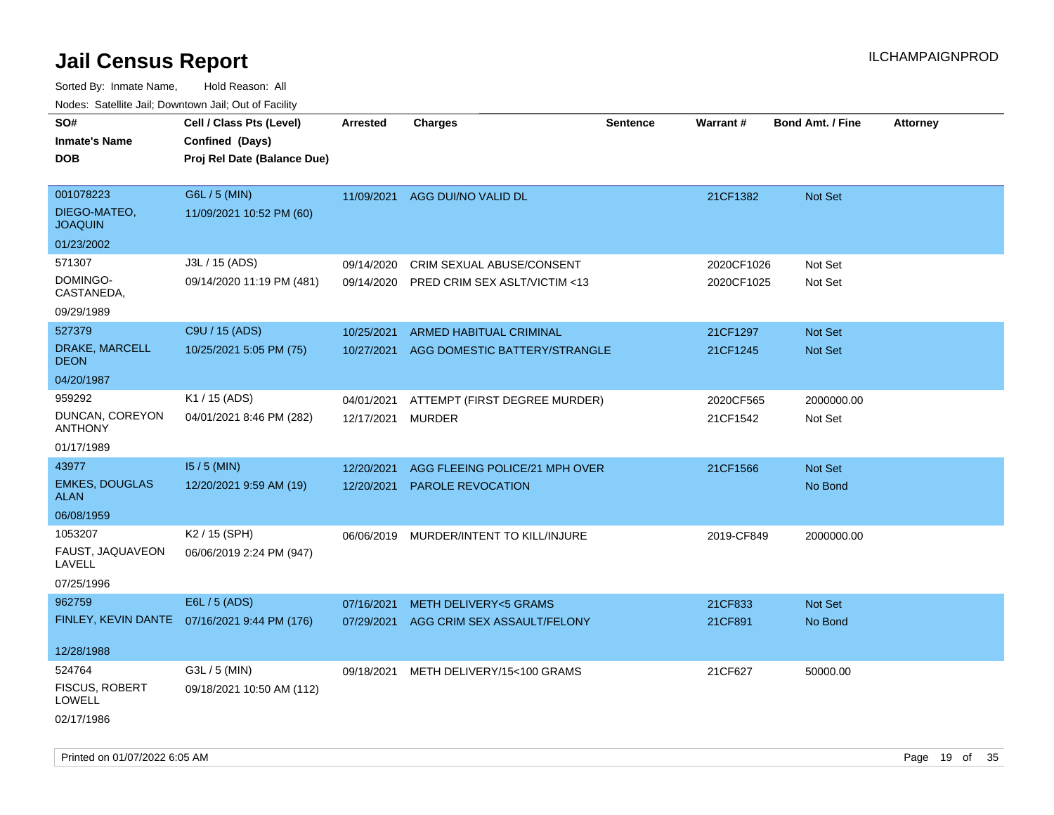# Jail Census Report

Sorted By: Inmate Name, Hold Reason: All

Nodes: Satellite Jail; Downtown Jail; Out of Facility

| SO# / Inmate's Name / DOB | Cell / Class Pts (Level) / Confined (Days) / Proj Rel Date (Balance Due) | Arrested | Charges | Sentence | Warrant # | Bond Amt. / Fine | Attorney |
|---|---|---|---|---|---|---|---|
| 001078223<br>DIEGO-MATEO, JOAQUIN<br>01/23/2002 | G6L / 5 (MIN)<br>11/09/2021 10:52 PM (60) | 11/09/2021 | AGG DUI/NO VALID DL | | 21CF1382 | Not Set | |
| 571307<br>DOMINGO-CASTANEDA,<br>09/29/1989 | J3L / 15 (ADS)<br>09/14/2020 11:19 PM (481) | 09/14/2020<br>09/14/2020 | CRIM SEXUAL ABUSE/CONSENT<br>PRED CRIM SEX ASLT/VICTIM <13 | | 2020CF1026<br>2020CF1025 | Not Set<br>Not Set | |
| 527379<br>DRAKE, MARCELL DEON<br>04/20/1987 | C9U / 15 (ADS)<br>10/25/2021 5:05 PM (75) | 10/25/2021<br>10/27/2021 | ARMED HABITUAL CRIMINAL<br>AGG DOMESTIC BATTERY/STRANGLE | | 21CF1297<br>21CF1245 | Not Set<br>Not Set | |
| 959292<br>DUNCAN, COREYON ANTHONY<br>01/17/1989 | K1 / 15 (ADS)<br>04/01/2021 8:46 PM (282) | 04/01/2021<br>12/17/2021 | ATTEMPT (FIRST DEGREE MURDER)<br>MURDER | | 2020CF565<br>21CF1542 | 2000000.00<br>Not Set | |
| 43977<br>EMKES, DOUGLAS ALAN<br>06/08/1959 | I5 / 5 (MIN)<br>12/20/2021 9:59 AM (19) | 12/20/2021<br>12/20/2021 | AGG FLEEING POLICE/21 MPH OVER<br>PAROLE REVOCATION | | 21CF1566 | Not Set<br>No Bond | |
| 1053207<br>FAUST, JAQUAVEON LAVELL<br>07/25/1996 | K2 / 15 (SPH)<br>06/06/2019 2:24 PM (947) | 06/06/2019 | MURDER/INTENT TO KILL/INJURE | | 2019-CF849 | 2000000.00 | |
| 962759<br>FINLEY, KEVIN DANTE<br>12/28/1988 | E6L / 5 (ADS)<br>07/16/2021 9:44 PM (176) | 07/16/2021<br>07/29/2021 | METH DELIVERY<5 GRAMS<br>AGG CRIM SEX ASSAULT/FELONY | | 21CF833<br>21CF891 | Not Set<br>No Bond | |
| 524764<br>FISCUS, ROBERT LOWELL<br>02/17/1986 | G3L / 5 (MIN)<br>09/18/2021 10:50 AM (112) | 09/18/2021 | METH DELIVERY/15<100 GRAMS | | 21CF627 | 50000.00 | |

Printed on 01/07/2022 6:05 AM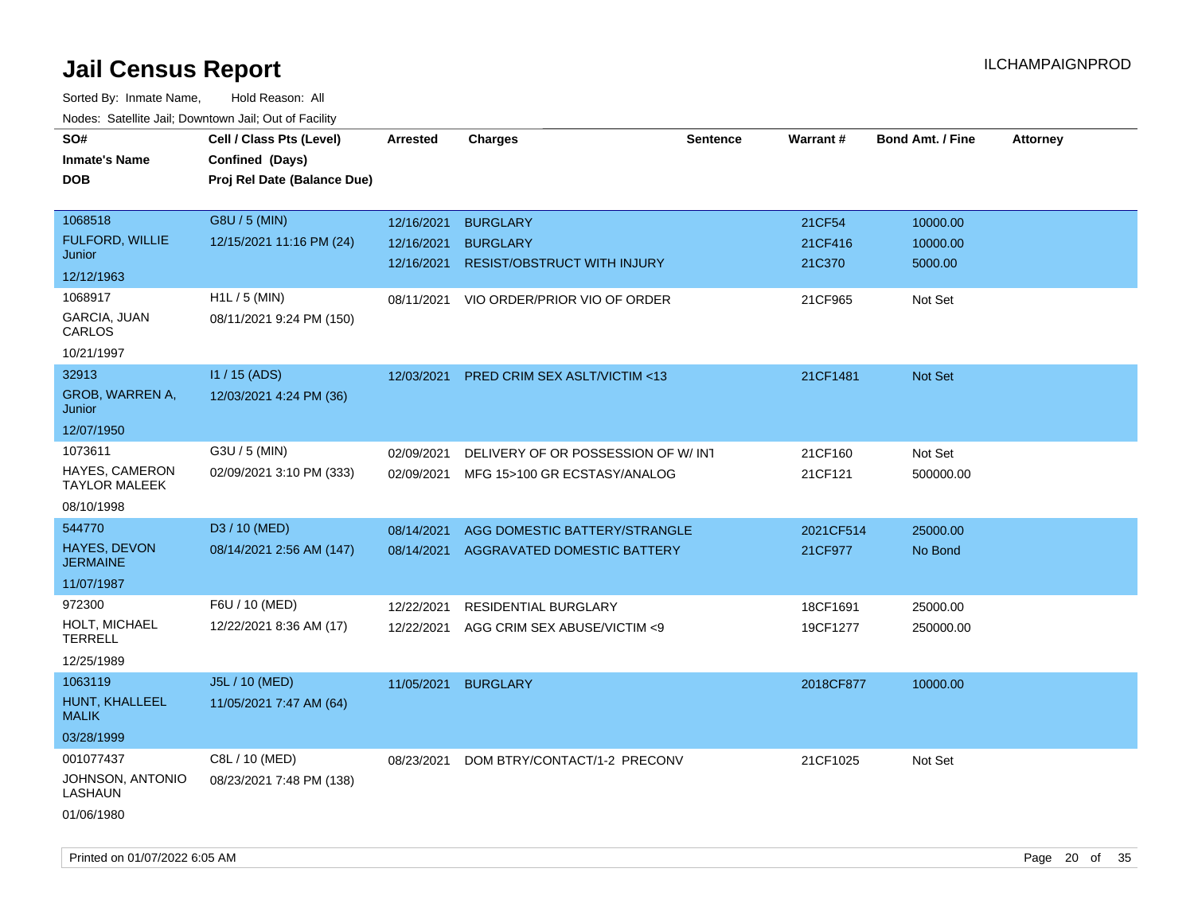# Jail Census Report

ILCHAMPAIGNPROD

Sorted By: Inmate Name, Hold Reason: All

Nodes: Satellite Jail; Downtown Jail; Out of Facility

| SO# / Inmate's Name / DOB | Cell / Class Pts (Level) / Confined (Days) / Proj Rel Date (Balance Due) | Arrested | Charges | Sentence | Warrant # | Bond Amt. / Fine | Attorney |
|---|---|---|---|---|---|---|---|
| 1068518<br>FULFORD, WILLIE Junior<br>12/12/1963 | G8U / 5 (MIN)<br>12/15/2021 11:16 PM (24) | 12/16/2021<br>12/16/2021<br>12/16/2021 | BURGLARY<br>BURGLARY<br>RESIST/OBSTRUCT WITH INJURY | | 21CF54<br>21CF416<br>21C370 | 10000.00<br>10000.00<br>5000.00 | |
| 1068917<br>GARCIA, JUAN CARLOS<br>10/21/1997 | H1L / 5 (MIN)<br>08/11/2021 9:24 PM (150) | 08/11/2021 | VIO ORDER/PRIOR VIO OF ORDER | | 21CF965 | Not Set | |
| 32913<br>GROB, WARREN A, Junior<br>12/07/1950 | I1 / 15 (ADS)<br>12/03/2021 4:24 PM (36) | 12/03/2021 | PRED CRIM SEX ASLT/VICTIM <13 | | 21CF1481 | Not Set | |
| 1073611<br>HAYES, CAMERON TAYLOR MALEEK<br>08/10/1998 | G3U / 5 (MIN)<br>02/09/2021 3:10 PM (333) | 02/09/2021<br>02/09/2021 | DELIVERY OF OR POSSESSION OF W/ INT<br>MFG 15>100 GR ECSTASY/ANALOG | | 21CF160<br>21CF121 | Not Set<br>500000.00 | |
| 544770<br>HAYES, DEVON JERMAINE<br>11/07/1987 | D3 / 10 (MED)<br>08/14/2021 2:56 AM (147) | 08/14/2021<br>08/14/2021 | AGG DOMESTIC BATTERY/STRANGLE<br>AGGRAVATED DOMESTIC BATTERY | | 2021CF514<br>21CF977 | 25000.00<br>No Bond | |
| 972300<br>HOLT, MICHAEL TERRELL<br>12/25/1989 | F6U / 10 (MED)<br>12/22/2021 8:36 AM (17) | 12/22/2021<br>12/22/2021 | RESIDENTIAL BURGLARY<br>AGG CRIM SEX ABUSE/VICTIM <9 | | 18CF1691<br>19CF1277 | 25000.00<br>250000.00 | |
| 1063119<br>HUNT, KHALLEEL MALIK<br>03/28/1999 | J5L / 10 (MED)<br>11/05/2021 7:47 AM (64) | 11/05/2021 | BURGLARY | | 2018CF877 | 10000.00 | |
| 001077437<br>JOHNSON, ANTONIO LASHAUN<br>01/06/1980 | C8L / 10 (MED)<br>08/23/2021 7:48 PM (138) | 08/23/2021 | DOM BTRY/CONTACT/1-2 PRECONV | | 21CF1025 | Not Set | |

Printed on 01/07/2022 6:05 AM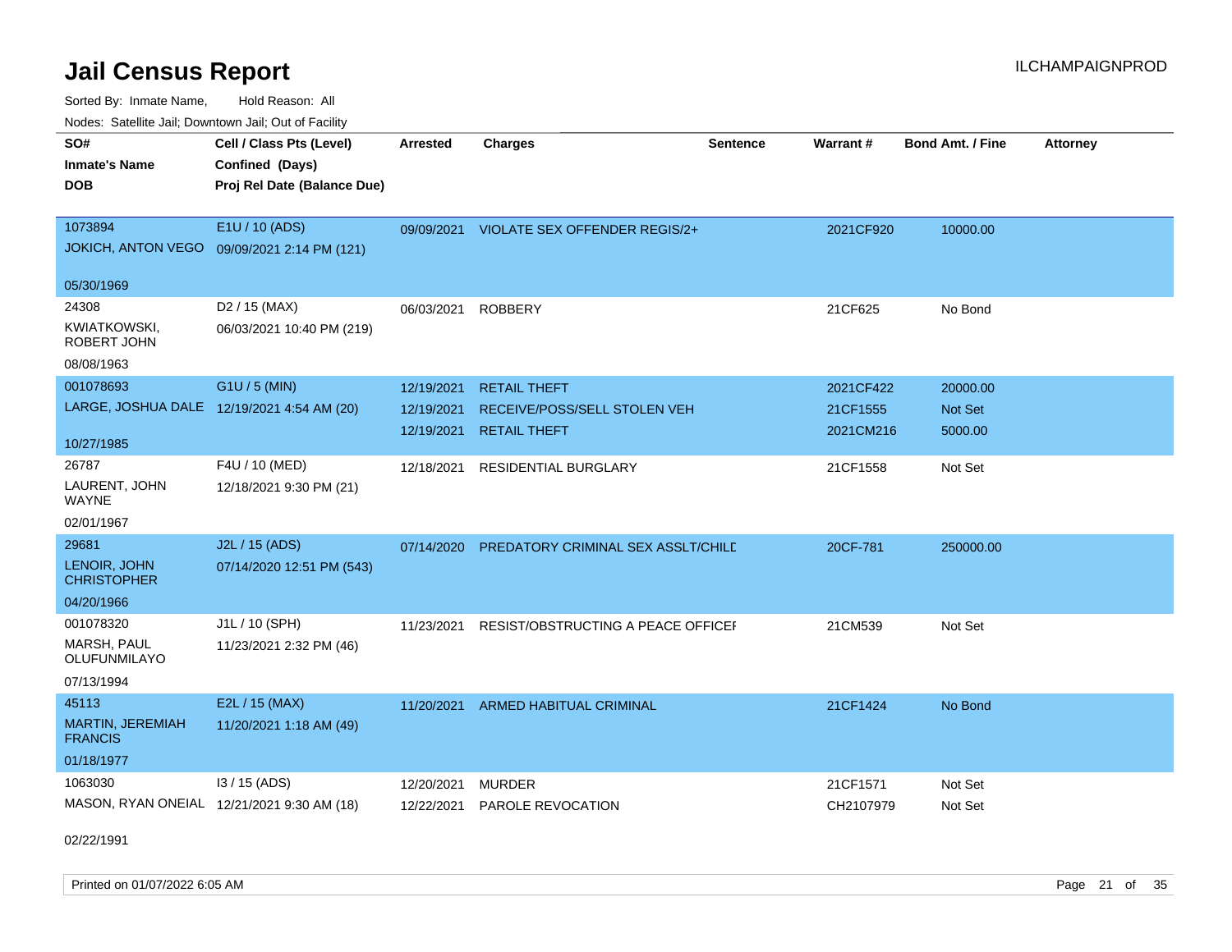# Jail Census Report

ILCHAMPAIGNPROD

Sorted By: Inmate Name, Hold Reason: All

Nodes: Satellite Jail; Downtown Jail; Out of Facility

| SO# / Inmate's Name / DOB | Cell / Class Pts (Level) / Confined (Days) / Proj Rel Date (Balance Due) | Arrested | Charges | Sentence | Warrant # | Bond Amt. / Fine | Attorney |
|---|---|---|---|---|---|---|---|
| 1073894 JOKICH, ANTON VEGO 05/30/1969 | E1U / 10 (ADS) 09/09/2021 2:14 PM (121) | 09/09/2021 | VIOLATE SEX OFFENDER REGIS/2+ | | 2021CF920 | 10000.00 | |
| 24308 KWIATKOWSKI, ROBERT JOHN 08/08/1963 | D2 / 15 (MAX) 06/03/2021 10:40 PM (219) | 06/03/2021 | ROBBERY | | 21CF625 | No Bond | |
| 001078693 LARGE, JOSHUA DALE 10/27/1985 | G1U / 5 (MIN) 12/19/2021 4:54 AM (20) | 12/19/2021 | RETAIL THEFT | | 2021CF422 | 20000.00 | |
| | | 12/19/2021 | RECEIVE/POSS/SELL STOLEN VEH | | 21CF1555 | Not Set | |
| | | 12/19/2021 | RETAIL THEFT | | 2021CM216 | 5000.00 | |
| 26787 LAURENT, JOHN WAYNE 02/01/1967 | F4U / 10 (MED) 12/18/2021 9:30 PM (21) | 12/18/2021 | RESIDENTIAL BURGLARY | | 21CF1558 | Not Set | |
| 29681 LENOIR, JOHN CHRISTOPHER 04/20/1966 | J2L / 15 (ADS) 07/14/2020 12:51 PM (543) | 07/14/2020 | PREDATORY CRIMINAL SEX ASSLT/CHILD | | 20CF-781 | 250000.00 | |
| 001078320 MARSH, PAUL OLUFUNMILAYO 07/13/1994 | J1L / 10 (SPH) 11/23/2021 2:32 PM (46) | 11/23/2021 | RESIST/OBSTRUCTING A PEACE OFFICER | | 21CM539 | Not Set | |
| 45113 MARTIN, JEREMIAH FRANCIS 01/18/1977 | E2L / 15 (MAX) 11/20/2021 1:18 AM (49) | 11/20/2021 | ARMED HABITUAL CRIMINAL | | 21CF1424 | No Bond | |
| 1063030 MASON, RYAN ONEIAL 02/22/1991 | I3 / 15 (ADS) 12/21/2021 9:30 AM (18) | 12/20/2021 | MURDER | | 21CF1571 | Not Set | |
| | | 12/22/2021 | PAROLE REVOCATION | | CH2107979 | Not Set | |

Printed on 01/07/2022 6:05 AM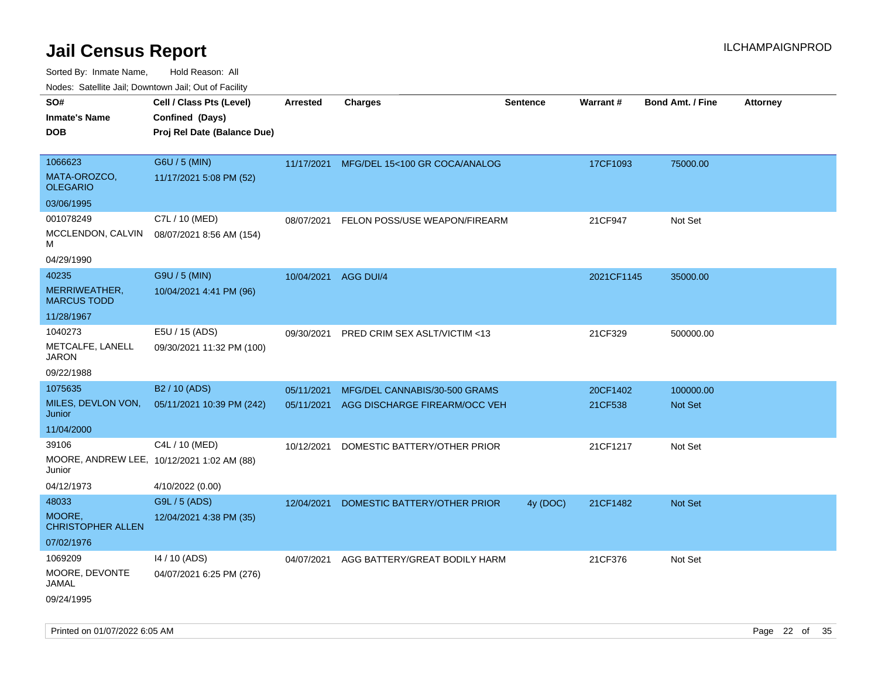# Jail Census Report

Sorted By: Inmate Name, Hold Reason: All

Nodes: Satellite Jail; Downtown Jail; Out of Facility

| SO# / Inmate's Name / DOB | Cell / Class Pts (Level) / Confined (Days) / Proj Rel Date (Balance Due) | Arrested | Charges | Sentence | Warrant # | Bond Amt. / Fine | Attorney |
|---|---|---|---|---|---|---|---|
| 1066623<br>MATA-OROZCO, OLEGARIO<br>03/06/1995 | G6U / 5 (MIN)<br>11/17/2021 5:08 PM (52) | 11/17/2021 | MFG/DEL 15<100 GR COCA/ANALOG | | 17CF1093 | 75000.00 | |
| 001078249<br>MCCLENDON, CALVIN M<br>04/29/1990 | C7L / 10 (MED)<br>08/07/2021 8:56 AM (154) | 08/07/2021 | FELON POSS/USE WEAPON/FIREARM | | 21CF947 | Not Set | |
| 40235<br>MERRIWEATHER, MARCUS TODD<br>11/28/1967 | G9U / 5 (MIN)<br>10/04/2021 4:41 PM (96) | 10/04/2021 | AGG DUI/4 | | 2021CF1145 | 35000.00 | |
| 1040273<br>METCALFE, LANELL JARON<br>09/22/1988 | E5U / 15 (ADS)<br>09/30/2021 11:32 PM (100) | 09/30/2021 | PRED CRIM SEX ASLT/VICTIM <13 | | 21CF329 | 500000.00 | |
| 1075635<br>MILES, DEVLON VON, Junior<br>11/04/2000 | B2 / 10 (ADS)<br>05/11/2021 10:39 PM (242) | 05/11/2021<br>05/11/2021 | MFG/DEL CANNABIS/30-500 GRAMS<br>AGG DISCHARGE FIREARM/OCC VEH | | 20CF1402<br>21CF538 | 100000.00<br>Not Set | |
| 39106<br>MOORE, ANDREW LEE, Junior<br>04/12/1973 | C4L / 10 (MED)<br>10/12/2021 1:02 AM (88)<br>4/10/2022 (0.00) | 10/12/2021 | DOMESTIC BATTERY/OTHER PRIOR | | 21CF1217 | Not Set | |
| 48033<br>MOORE, CHRISTOPHER ALLEN<br>07/02/1976 | G9L / 5 (ADS)<br>12/04/2021 4:38 PM (35) | 12/04/2021 | DOMESTIC BATTERY/OTHER PRIOR | 4y (DOC) | 21CF1482 | Not Set | |
| 1069209<br>MOORE, DEVONTE JAMAL<br>09/24/1995 | I4 / 10 (ADS)<br>04/07/2021 6:25 PM (276) | 04/07/2021 | AGG BATTERY/GREAT BODILY HARM | | 21CF376 | Not Set | |

Printed on 01/07/2022 6:05 AM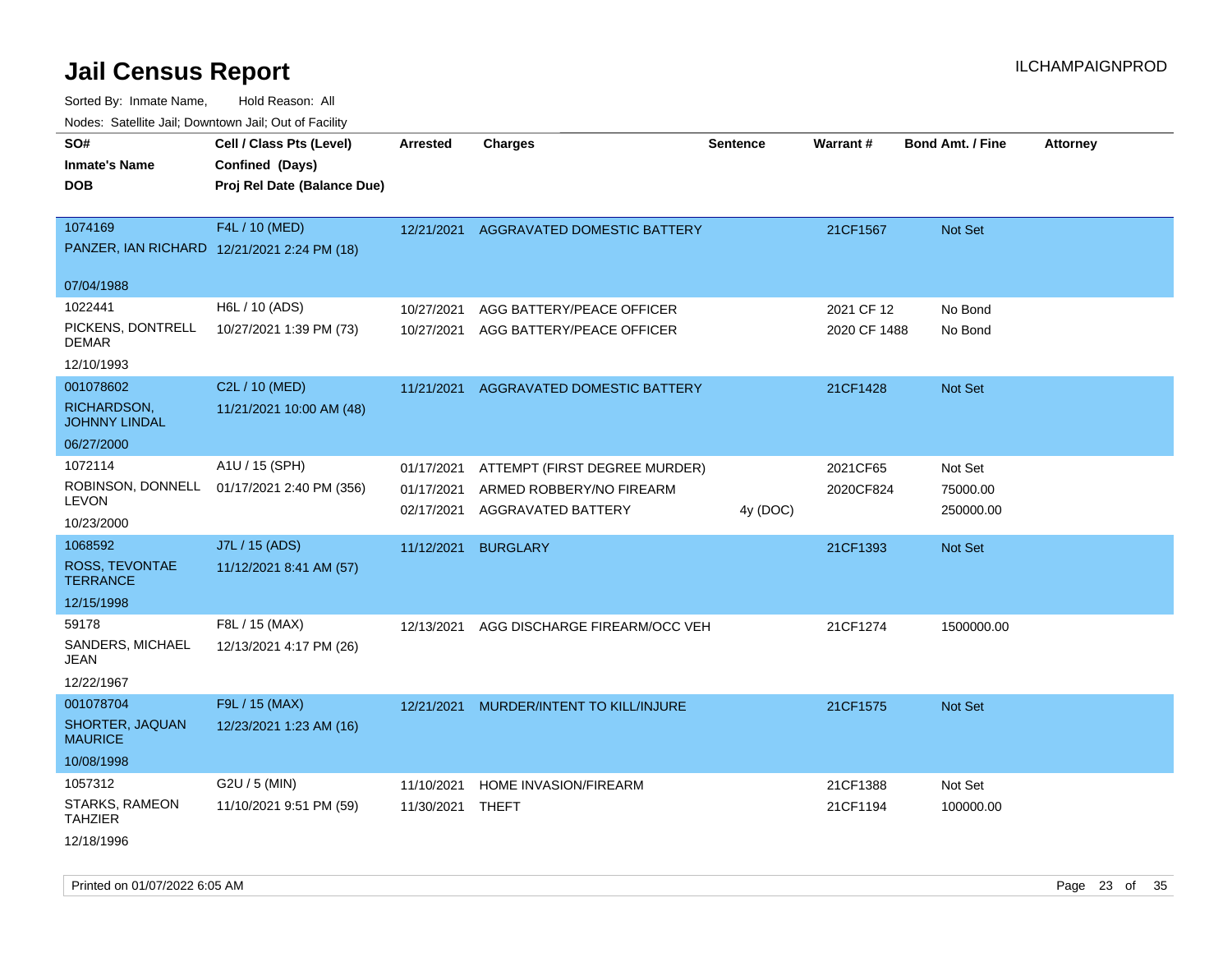# Jail Census Report

ILCHAMPAIGNPROD

Sorted By: Inmate Name, Hold Reason: All

Nodes: Satellite Jail; Downtown Jail; Out of Facility

| SO# / Inmate's Name / DOB | Cell / Class Pts (Level) / Confined (Days) / Proj Rel Date (Balance Due) | Arrested | Charges | Sentence | Warrant # | Bond Amt. / Fine | Attorney |
|---|---|---|---|---|---|---|---|
| 1074169<br>PANZER, IAN RICHARD<br>07/04/1988 | F4L / 10 (MED)<br>12/21/2021 2:24 PM (18) | 12/21/2021 | AGGRAVATED DOMESTIC BATTERY | | 21CF1567 | Not Set | |
| 1022441<br>PICKENS, DONTRELL DEMAR<br>12/10/1993 | H6L / 10 (ADS)<br>10/27/2021 1:39 PM (73) | 10/27/2021 | AGG BATTERY/PEACE OFFICER | | 2021 CF 12 | No Bond | |
| | | 10/27/2021 | AGG BATTERY/PEACE OFFICER | | 2020 CF 1488 | No Bond | |
| 001078602<br>RICHARDSON, JOHNNY LINDAL<br>06/27/2000 | C2L / 10 (MED)<br>11/21/2021 10:00 AM (48) | 11/21/2021 | AGGRAVATED DOMESTIC BATTERY | | 21CF1428 | Not Set | |
| 1072114<br>ROBINSON, DONNELL LEVON<br>10/23/2000 | A1U / 15 (SPH)<br>01/17/2021 2:40 PM (356) | 01/17/2021 | ATTEMPT (FIRST DEGREE MURDER) | | 2021CF65 | Not Set | |
| | | 01/17/2021 | ARMED ROBBERY/NO FIREARM | | 2020CF824 | 75000.00 | |
| | | 02/17/2021 | AGGRAVATED BATTERY | 4y (DOC) | | 250000.00 | |
| 1068592<br>ROSS, TEVONTAE TERRANCE<br>12/15/1998 | J7L / 15 (ADS)<br>11/12/2021 8:41 AM (57) | 11/12/2021 | BURGLARY | | 21CF1393 | Not Set | |
| 59178<br>SANDERS, MICHAEL JEAN<br>12/22/1967 | F8L / 15 (MAX)<br>12/13/2021 4:17 PM (26) | 12/13/2021 | AGG DISCHARGE FIREARM/OCC VEH | | 21CF1274 | 1500000.00 | |
| 001078704<br>SHORTER, JAQUAN MAURICE<br>10/08/1998 | F9L / 15 (MAX)<br>12/23/2021 1:23 AM (16) | 12/21/2021 | MURDER/INTENT TO KILL/INJURE | | 21CF1575 | Not Set | |
| 1057312<br>STARKS, RAMEON TAHZIER<br>12/18/1996 | G2U / 5 (MIN)<br>11/10/2021 9:51 PM (59) | 11/10/2021 | HOME INVASION/FIREARM | | 21CF1388 | Not Set | |
| | | 11/30/2021 | THEFT | | 21CF1194 | 100000.00 | |

Printed on 01/07/2022 6:05 AM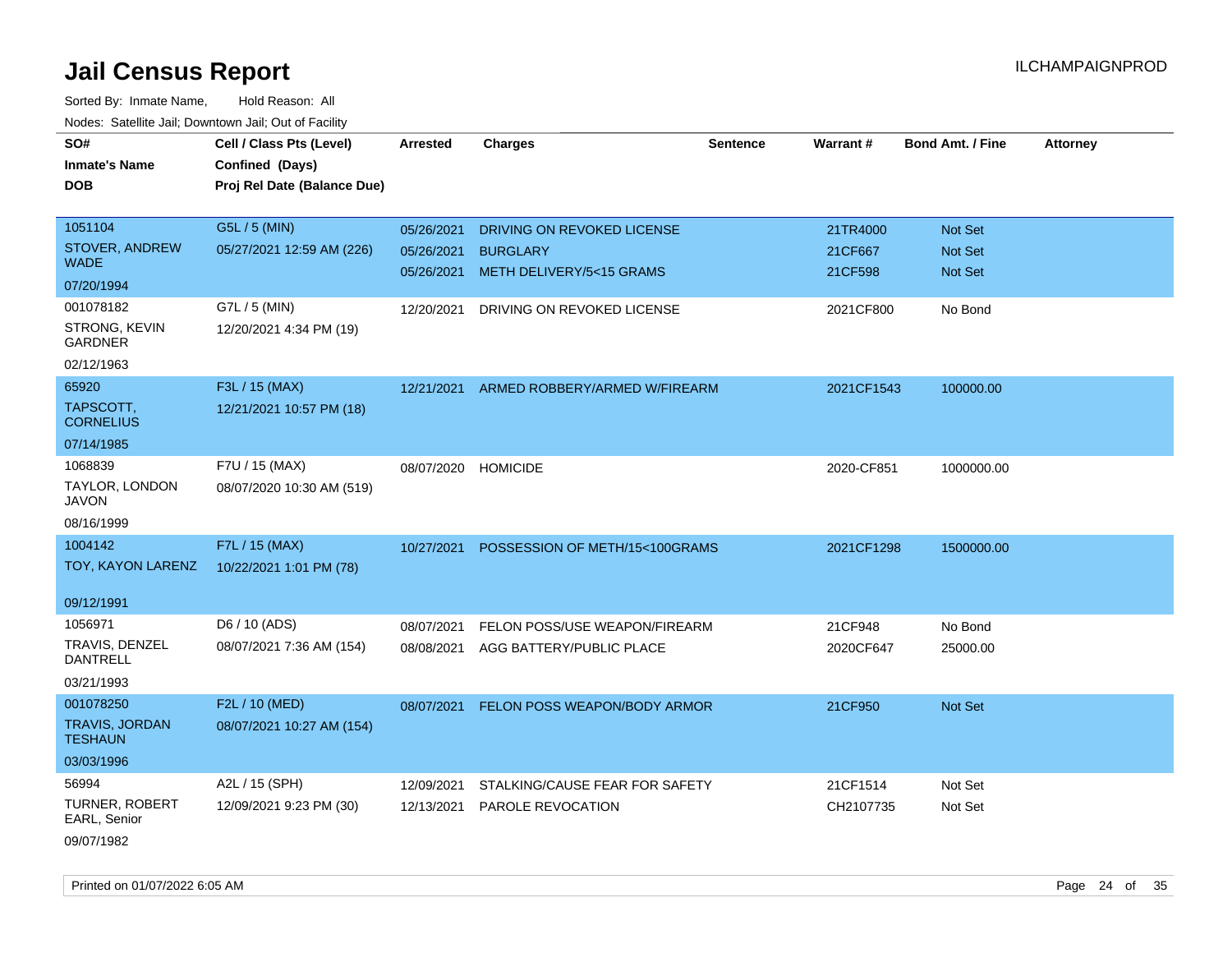# Jail Census Report

ILCHAMPAIGNPROD

Sorted By: Inmate Name, Hold Reason: All

Nodes: Satellite Jail; Downtown Jail; Out of Facility

| SO# / Inmate's Name / DOB | Cell / Class Pts (Level) / Confined (Days) / Proj Rel Date (Balance Due) | Arrested | Charges | Sentence | Warrant # | Bond Amt. / Fine | Attorney |
|---|---|---|---|---|---|---|---|
| 1051104 STOVER, ANDREW WADE 07/20/1994 | G5L / 5 (MIN) 05/27/2021 12:59 AM (226) | 05/26/2021 | DRIVING ON REVOKED LICENSE | | 21TR4000 | Not Set | |
| | | 05/26/2021 | BURGLARY | | 21CF667 | Not Set | |
| | | 05/26/2021 | METH DELIVERY/5<15 GRAMS | | 21CF598 | Not Set | |
| 001078182 STRONG, KEVIN GARDNER 02/12/1963 | G7L / 5 (MIN) 12/20/2021 4:34 PM (19) | 12/20/2021 | DRIVING ON REVOKED LICENSE | | 2021CF800 | No Bond | |
| 65920 TAPSCOTT, CORNELIUS 07/14/1985 | F3L / 15 (MAX) 12/21/2021 10:57 PM (18) | 12/21/2021 | ARMED ROBBERY/ARMED W/FIREARM | | 2021CF1543 | 100000.00 | |
| 1068839 TAYLOR, LONDON JAVON 08/16/1999 | F7U / 15 (MAX) 08/07/2020 10:30 AM (519) | 08/07/2020 | HOMICIDE | | 2020-CF851 | 1000000.00 | |
| 1004142 TOY, KAYON LARENZ 09/12/1991 | F7L / 15 (MAX) 10/22/2021 1:01 PM (78) | 10/27/2021 | POSSESSION OF METH/15<100GRAMS | | 2021CF1298 | 1500000.00 | |
| 1056971 TRAVIS, DENZEL DANTRELL 03/21/1993 | D6 / 10 (ADS) 08/07/2021 7:36 AM (154) | 08/07/2021 | FELON POSS/USE WEAPON/FIREARM | | 21CF948 | No Bond | |
| | | 08/08/2021 | AGG BATTERY/PUBLIC PLACE | | 2020CF647 | 25000.00 | |
| 001078250 TRAVIS, JORDAN TESHAUN 03/03/1996 | F2L / 10 (MED) 08/07/2021 10:27 AM (154) | 08/07/2021 | FELON POSS WEAPON/BODY ARMOR | | 21CF950 | Not Set | |
| 56994 TURNER, ROBERT EARL, Senior 09/07/1982 | A2L / 15 (SPH) 12/09/2021 9:23 PM (30) | 12/09/2021 | STALKING/CAUSE FEAR FOR SAFETY | | 21CF1514 | Not Set | |
| | | 12/13/2021 | PAROLE REVOCATION | | CH2107735 | Not Set | |

Printed on 01/07/2022 6:05 AM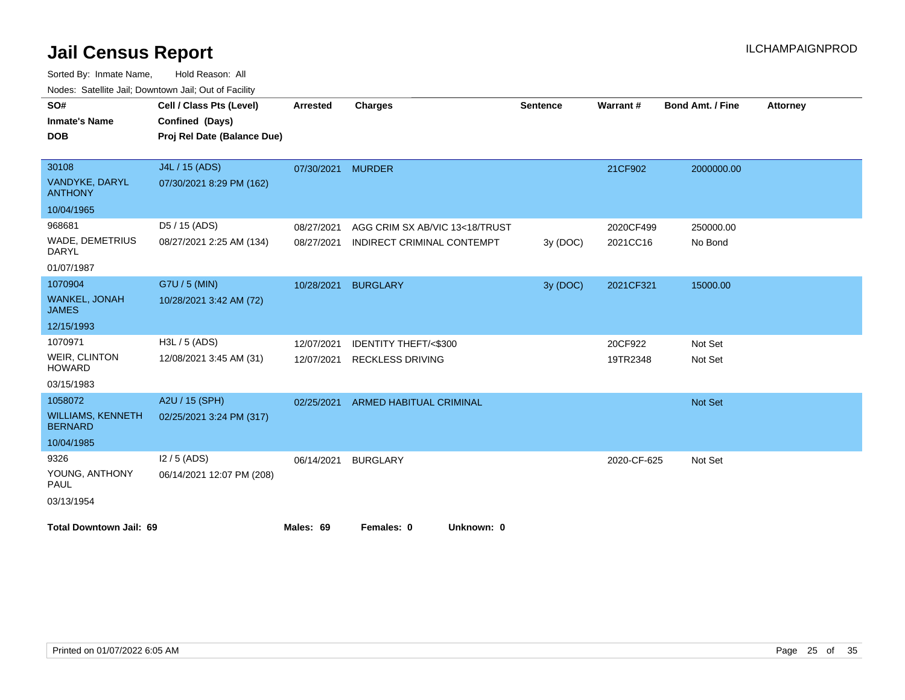# Jail Census Report

ILCHAMPAIGNPROD

Sorted By: Inmate Name, Hold Reason: All

Nodes: Satellite Jail; Downtown Jail; Out of Facility

| SO# / Inmate's Name / DOB | Cell / Class Pts (Level) / Confined (Days) / Proj Rel Date (Balance Due) | Arrested | Charges | Sentence | Warrant # | Bond Amt. / Fine | Attorney |
|---|---|---|---|---|---|---|---|
| 30108<br>VANDYKE, DARYL ANTHONY<br>10/04/1965 | J4L / 15 (ADS)<br>07/30/2021 8:29 PM (162) | 07/30/2021 | MURDER | | 21CF902 | 2000000.00 | |
| 968681<br>WADE, DEMETRIUS DARYL<br>01/07/1987 | D5 / 15 (ADS)<br>08/27/2021 2:25 AM (134) | 08/27/2021 | AGG CRIM SX AB/VIC 13<18/TRUST | | 2020CF499 | 250000.00 | |
| | | 08/27/2021 | INDIRECT CRIMINAL CONTEMPT | 3y (DOC) | 2021CC16 | No Bond | |
| 1070904<br>WANKEL, JONAH JAMES<br>12/15/1993 | G7U / 5 (MIN)<br>10/28/2021 3:42 AM (72) | 10/28/2021 | BURGLARY | 3y (DOC) | 2021CF321 | 15000.00 | |
| 1070971<br>WEIR, CLINTON HOWARD<br>03/15/1983 | H3L / 5 (ADS)<br>12/08/2021 3:45 AM (31) | 12/07/2021 | IDENTITY THEFT/<$300 | | 20CF922 | Not Set | |
| | | 12/07/2021 | RECKLESS DRIVING | | 19TR2348 | Not Set | |
| 1058072<br>WILLIAMS, KENNETH BERNARD<br>10/04/1985 | A2U / 15 (SPH)<br>02/25/2021 3:24 PM (317) | 02/25/2021 | ARMED HABITUAL CRIMINAL | | | Not Set | |
| 9326<br>YOUNG, ANTHONY PAUL<br>03/13/1954 | I2 / 5 (ADS)<br>06/14/2021 12:07 PM (208) | 06/14/2021 | BURGLARY | | 2020-CF-625 | Not Set | |

**Total Downtown Jail: 69** **Males: 69** **Females: 0** **Unknown: 0**

Printed on 01/07/2022 6:05 AM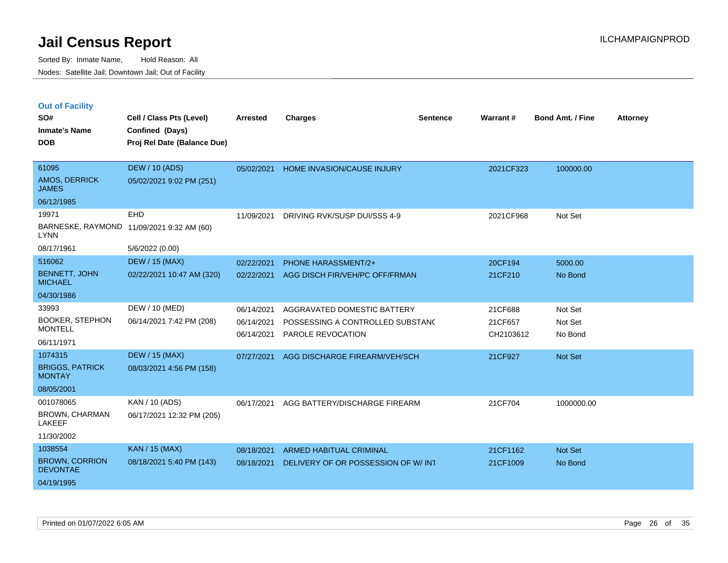# Jail Census Report

Sorted By: Inmate Name, Hold Reason: All

Nodes: Satellite Jail; Downtown Jail; Out of Facility

ILCHAMPAIGNPROD

## Out of Facility

| SO# / Inmate's Name / DOB | Cell / Class Pts (Level) / Confined (Days) / Proj Rel Date (Balance Due) | Arrested | Charges | Sentence | Warrant # | Bond Amt. / Fine | Attorney |
|---|---|---|---|---|---|---|---|
| 61095<br>AMOS, DERRICK JAMES<br>06/12/1985 | DEW / 10 (ADS)<br>05/02/2021 9:02 PM (251) | 05/02/2021 | HOME INVASION/CAUSE INJURY | | 2021CF323 | 100000.00 | |
| 19971<br>BARNESKE, RAYMOND LYNN<br>08/17/1961 | EHD<br>11/09/2021 9:32 AM (60)<br>5/6/2022 (0.00) | 11/09/2021 | DRIVING RVK/SUSP DUI/SSS 4-9 | | 2021CF968 | Not Set | |
| 516062<br>BENNETT, JOHN MICHAEL<br>04/30/1986 | DEW / 15 (MAX)<br>02/22/2021 10:47 AM (320) | 02/22/2021<br>02/22/2021 | PHONE HARASSMENT/2+<br>AGG DISCH FIR/VEH/PC OFF/FRMAN | | 20CF194<br>21CF210 | 5000.00<br>No Bond | |
| 33993<br>BOOKER, STEPHON MONTELL<br>06/11/1971 | DEW / 10 (MED)<br>06/14/2021 7:42 PM (208) | 06/14/2021<br>06/14/2021<br>06/14/2021 | AGGRAVATED DOMESTIC BATTERY<br>POSSESSING A CONTROLLED SUBSTANC<br>PAROLE REVOCATION | | 21CF688<br>21CF657<br>CH2103612 | Not Set<br>Not Set<br>No Bond | |
| 1074315<br>BRIGGS, PATRICK MONTAY<br>08/05/2001 | DEW / 15 (MAX)<br>08/03/2021 4:56 PM (158) | 07/27/2021 | AGG DISCHARGE FIREARM/VEH/SCH | | 21CF927 | Not Set | |
| 001078065<br>BROWN, CHARMAN LAKEEF<br>11/30/2002 | KAN / 10 (ADS)<br>06/17/2021 12:32 PM (205) | 06/17/2021 | AGG BATTERY/DISCHARGE FIREARM | | 21CF704 | 1000000.00 | |
| 1038554<br>BROWN, CORRION DEVONTAE<br>04/19/1995 | KAN / 15 (MAX)<br>08/18/2021 5:40 PM (143) | 08/18/2021<br>08/18/2021 | ARMED HABITUAL CRIMINAL<br>DELIVERY OF OR POSSESSION OF W/ INT | | 21CF1162<br>21CF1009 | Not Set<br>No Bond | |

Printed on 01/07/2022 6:05 AM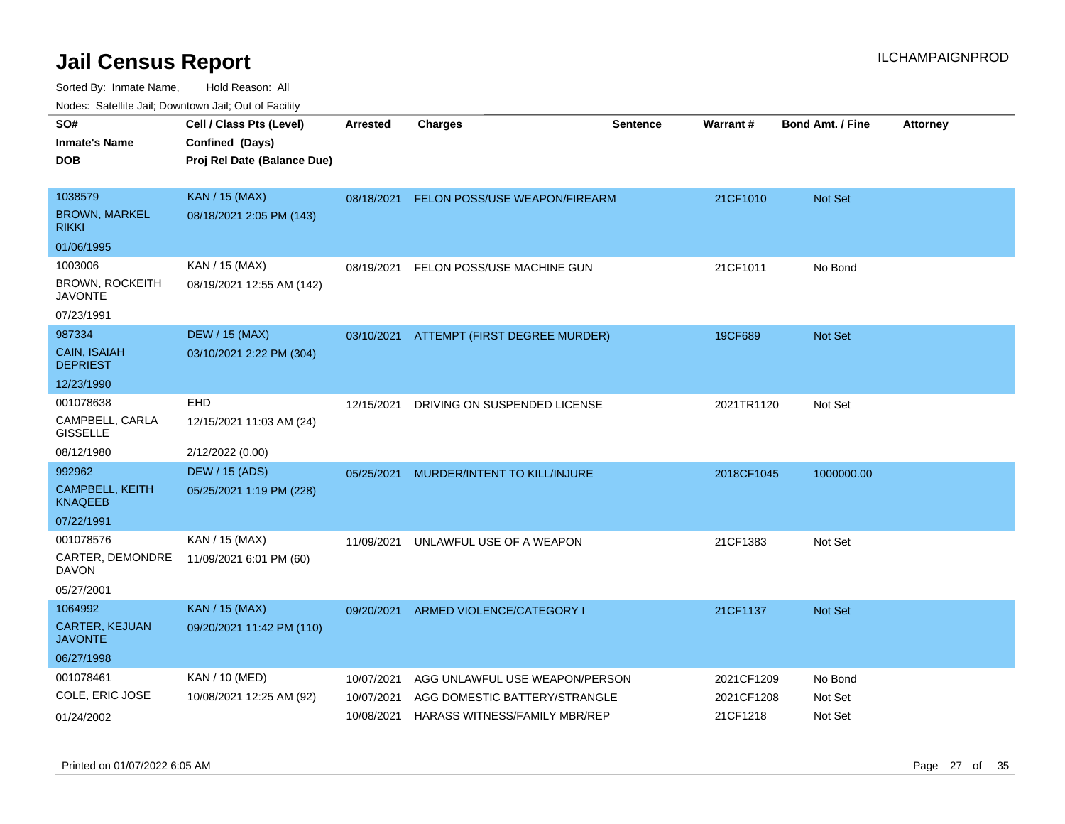# Jail Census Report

ILCHAMPAIGNPROD

Sorted By: Inmate Name, Hold Reason: All

Nodes: Satellite Jail; Downtown Jail; Out of Facility

| SO# / Inmate's Name / DOB | Cell / Class Pts (Level) / Confined (Days) / Proj Rel Date (Balance Due) | Arrested | Charges | Sentence | Warrant # | Bond Amt. / Fine | Attorney |
|---|---|---|---|---|---|---|---|
| 1038579<br>BROWN, MARKEL RIKKI<br>01/06/1995 | KAN / 15 (MAX)<br>08/18/2021 2:05 PM (143) | 08/18/2021 | FELON POSS/USE WEAPON/FIREARM | | 21CF1010 | Not Set | |
| 1003006<br>BROWN, ROCKEITH JAVONTE<br>07/23/1991 | KAN / 15 (MAX)<br>08/19/2021 12:55 AM (142) | 08/19/2021 | FELON POSS/USE MACHINE GUN | | 21CF1011 | No Bond | |
| 987334<br>CAIN, ISAIAH DEPRIEST<br>12/23/1990 | DEW / 15 (MAX)<br>03/10/2021 2:22 PM (304) | 03/10/2021 | ATTEMPT (FIRST DEGREE MURDER) | | 19CF689 | Not Set | |
| 001078638<br>CAMPBELL, CARLA GISSELLE<br>08/12/1980 | EHD<br>12/15/2021 11:03 AM (24)<br>2/12/2022 (0.00) | 12/15/2021 | DRIVING ON SUSPENDED LICENSE | | 2021TR1120 | Not Set | |
| 992962<br>CAMPBELL, KEITH KNAQEEB<br>07/22/1991 | DEW / 15 (ADS)<br>05/25/2021 1:19 PM (228) | 05/25/2021 | MURDER/INTENT TO KILL/INJURE | | 2018CF1045 | 1000000.00 | |
| 001078576<br>CARTER, DEMONDRE DAVON<br>05/27/2001 | KAN / 15 (MAX)<br>11/09/2021 6:01 PM (60) | 11/09/2021 | UNLAWFUL USE OF A WEAPON | | 21CF1383 | Not Set | |
| 1064992<br>CARTER, KEJUAN JAVONTE<br>06/27/1998 | KAN / 15 (MAX)<br>09/20/2021 11:42 PM (110) | 09/20/2021 | ARMED VIOLENCE/CATEGORY I | | 21CF1137 | Not Set | |
| 001078461<br>COLE, ERIC JOSE<br>01/24/2002 | KAN / 10 (MED)<br>10/08/2021 12:25 AM (92) | 10/07/2021<br>10/07/2021<br>10/08/2021 | AGG UNLAWFUL USE WEAPON/PERSON<br>AGG DOMESTIC BATTERY/STRANGLE<br>HARASS WITNESS/FAMILY MBR/REP | | 2021CF1209<br>2021CF1208<br>21CF1218 | No Bond<br>Not Set<br>Not Set | |

Printed on 01/07/2022 6:05 AM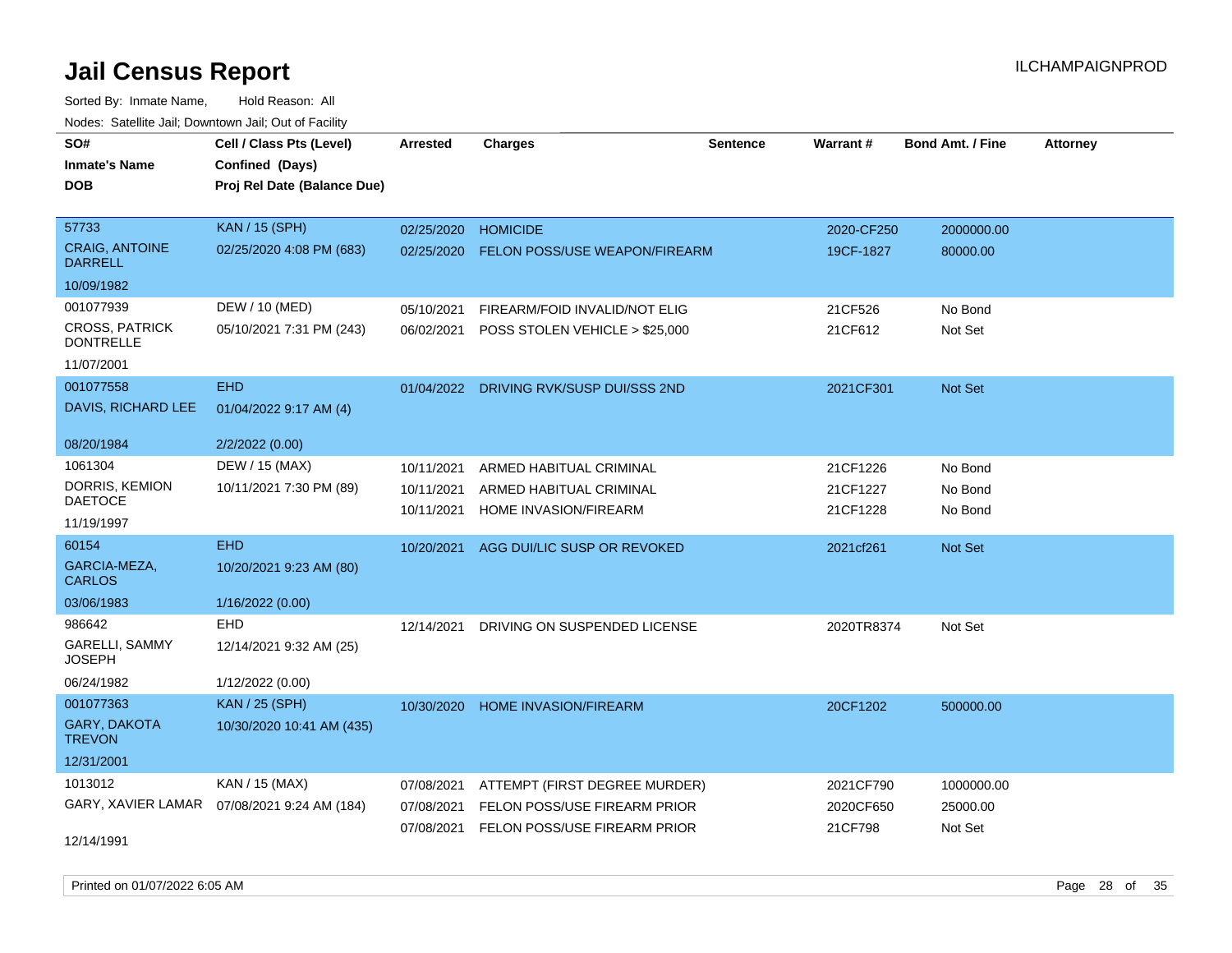# Jail Census Report

ILCHAMPAIGNPROD

Sorted By: Inmate Name, Hold Reason: All

Nodes: Satellite Jail; Downtown Jail; Out of Facility

| SO# / Inmate's Name / DOB | Cell / Class Pts (Level) / Confined (Days) / Proj Rel Date (Balance Due) | Arrested | Charges | Sentence | Warrant # | Bond Amt. / Fine | Attorney |
|---|---|---|---|---|---|---|---|
| 57733 | KAN / 15 (SPH) | 02/25/2020 | HOMICIDE | | 2020-CF250 | 2000000.00 | |
| CRAIG, ANTOINE DARRELL | 02/25/2020 4:08 PM (683) | 02/25/2020 | FELON POSS/USE WEAPON/FIREARM | | 19CF-1827 | 80000.00 | |
| 10/09/1982 | | | | | | | |
| 001077939 | DEW / 10 (MED) | 05/10/2021 | FIREARM/FOID INVALID/NOT ELIG | | 21CF526 | No Bond | |
| CROSS, PATRICK DONTRELLE | 05/10/2021 7:31 PM (243) | 06/02/2021 | POSS STOLEN VEHICLE > $25,000 | | 21CF612 | Not Set | |
| 11/07/2001 | | | | | | | |
| 001077558 | EHD | 01/04/2022 | DRIVING RVK/SUSP DUI/SSS 2ND | | 2021CF301 | Not Set | |
| DAVIS, RICHARD LEE | 01/04/2022 9:17 AM (4) | | | | | | |
| 08/20/1984 | 2/2/2022 (0.00) | | | | | | |
| 1061304 | DEW / 15 (MAX) | 10/11/2021 | ARMED HABITUAL CRIMINAL | | 21CF1226 | No Bond | |
| DORRIS, KEMION DAETOCE | 10/11/2021 7:30 PM (89) | 10/11/2021 | ARMED HABITUAL CRIMINAL | | 21CF1227 | No Bond | |
| 11/19/1997 | | 10/11/2021 | HOME INVASION/FIREARM | | 21CF1228 | No Bond | |
| 60154 | EHD | 10/20/2021 | AGG DUI/LIC SUSP OR REVOKED | | 2021cf261 | Not Set | |
| GARCIA-MEZA, CARLOS | 10/20/2021 9:23 AM (80) | | | | | | |
| 03/06/1983 | 1/16/2022 (0.00) | | | | | | |
| 986642 | EHD | 12/14/2021 | DRIVING ON SUSPENDED LICENSE | | 2020TR8374 | Not Set | |
| GARELLI, SAMMY JOSEPH | 12/14/2021 9:32 AM (25) | | | | | | |
| 06/24/1982 | 1/12/2022 (0.00) | | | | | | |
| 001077363 | KAN / 25 (SPH) | 10/30/2020 | HOME INVASION/FIREARM | | 20CF1202 | 500000.00 | |
| GARY, DAKOTA TREVON | 10/30/2020 10:41 AM (435) | | | | | | |
| 12/31/2001 | | | | | | | |
| 1013012 | KAN / 15 (MAX) | 07/08/2021 | ATTEMPT (FIRST DEGREE MURDER) | | 2021CF790 | 1000000.00 | |
| GARY, XAVIER LAMAR | 07/08/2021 9:24 AM (184) | 07/08/2021 | FELON POSS/USE FIREARM PRIOR | | 2020CF650 | 25000.00 | |
| 12/14/1991 | | 07/08/2021 | FELON POSS/USE FIREARM PRIOR | | 21CF798 | Not Set | |

Printed on 01/07/2022 6:05 AM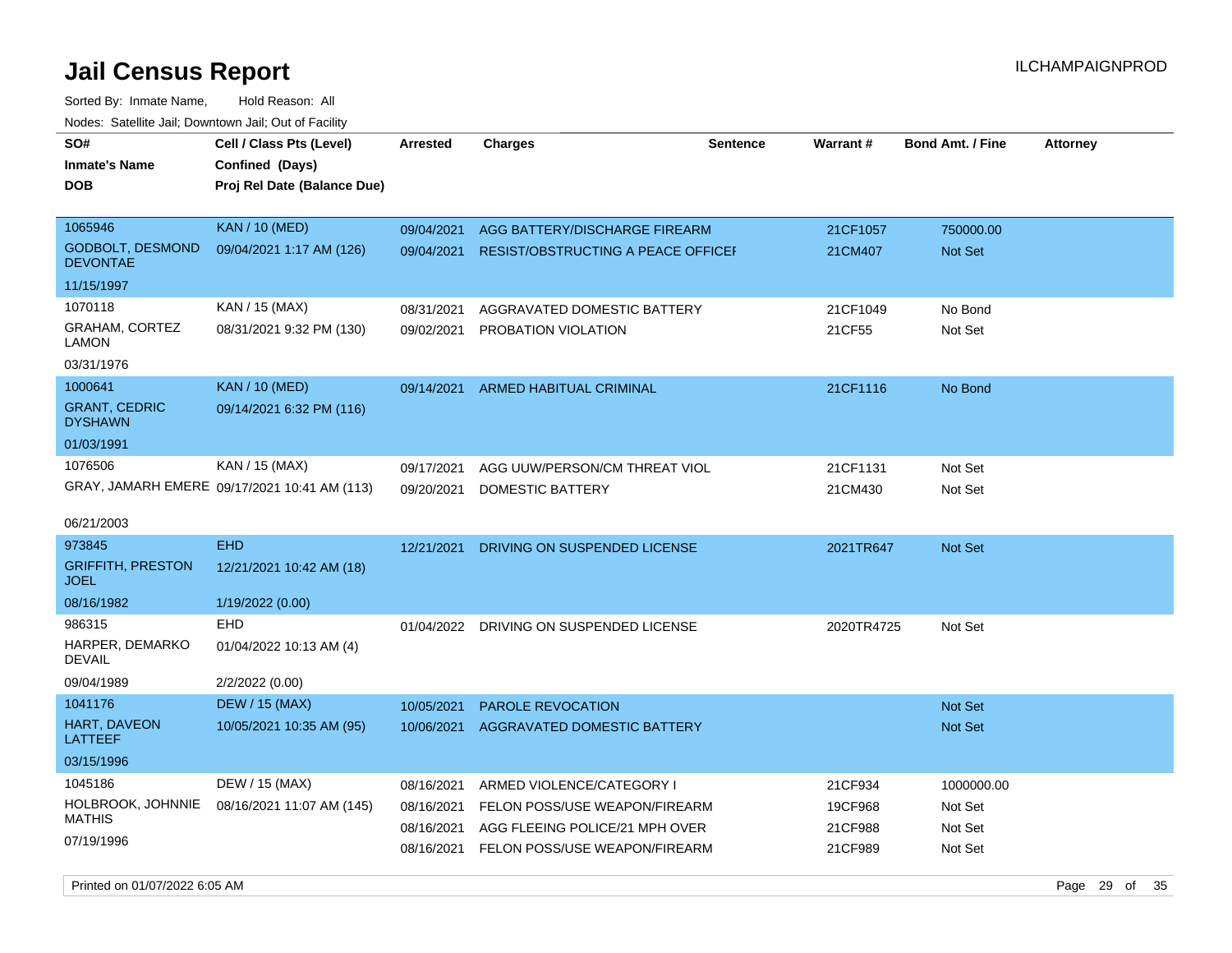# Jail Census Report

ILCHAMPAIGNPROD

Sorted By: Inmate Name, Hold Reason: All

Nodes: Satellite Jail; Downtown Jail; Out of Facility

| SO# / Inmate's Name / DOB | Cell / Class Pts (Level) / Confined (Days) / Proj Rel Date (Balance Due) | Arrested | Charges | Sentence | Warrant # | Bond Amt. / Fine | Attorney |
|---|---|---|---|---|---|---|---|
| 1065946<br>GODBOLT, DESMOND DEVONTAE<br>11/15/1997 | KAN / 10 (MED)<br>09/04/2021 1:17 AM (126) | 09/04/2021 | AGG BATTERY/DISCHARGE FIREARM | | 21CF1057 | 750000.00 | |
| | | 09/04/2021 | RESIST/OBSTRUCTING A PEACE OFFICER | | 21CM407 | Not Set | |
| 1070118<br>GRAHAM, CORTEZ LAMON<br>03/31/1976 | KAN / 15 (MAX)<br>08/31/2021 9:32 PM (130) | 08/31/2021 | AGGRAVATED DOMESTIC BATTERY | | 21CF1049 | No Bond | |
| | | 09/02/2021 | PROBATION VIOLATION | | 21CF55 | Not Set | |
| 1000641<br>GRANT, CEDRIC DYSHAWN<br>01/03/1991 | KAN / 10 (MED)<br>09/14/2021 6:32 PM (116) | 09/14/2021 | ARMED HABITUAL CRIMINAL | | 21CF1116 | No Bond | |
| 1076506<br>GRAY, JAMARH EMERE<br>06/21/2003 | KAN / 15 (MAX)<br>09/17/2021 10:41 AM (113) | 09/17/2021 | AGG UUW/PERSON/CM THREAT VIOL | | 21CF1131 | Not Set | |
| | | 09/20/2021 | DOMESTIC BATTERY | | 21CM430 | Not Set | |
| 973845<br>GRIFFITH, PRESTON JOEL<br>08/16/1982 | EHD<br>12/21/2021 10:42 AM (18)<br>1/19/2022 (0.00) | 12/21/2021 | DRIVING ON SUSPENDED LICENSE | | 2021TR647 | Not Set | |
| 986315<br>HARPER, DEMARKO DEVAIL<br>09/04/1989 | EHD<br>01/04/2022 10:13 AM (4)<br>2/2/2022 (0.00) | 01/04/2022 | DRIVING ON SUSPENDED LICENSE | | 2020TR4725 | Not Set | |
| 1041176<br>HART, DAVEON LATTEEF<br>03/15/1996 | DEW / 15 (MAX)<br>10/05/2021 10:35 AM (95) | 10/05/2021 | PAROLE REVOCATION | | | Not Set | |
| | | 10/06/2021 | AGGRAVATED DOMESTIC BATTERY | | | Not Set | |
| 1045186<br>HOLBROOK, JOHNNIE MATHIS<br>07/19/1996 | DEW / 15 (MAX)<br>08/16/2021 11:07 AM (145) | 08/16/2021 | ARMED VIOLENCE/CATEGORY I | | 21CF934 | 1000000.00 | |
| | | 08/16/2021 | FELON POSS/USE WEAPON/FIREARM | | 19CF968 | Not Set | |
| | | 08/16/2021 | AGG FLEEING POLICE/21 MPH OVER | | 21CF988 | Not Set | |
| | | 08/16/2021 | FELON POSS/USE WEAPON/FIREARM | | 21CF989 | Not Set | |

Printed on 01/07/2022 6:05 AM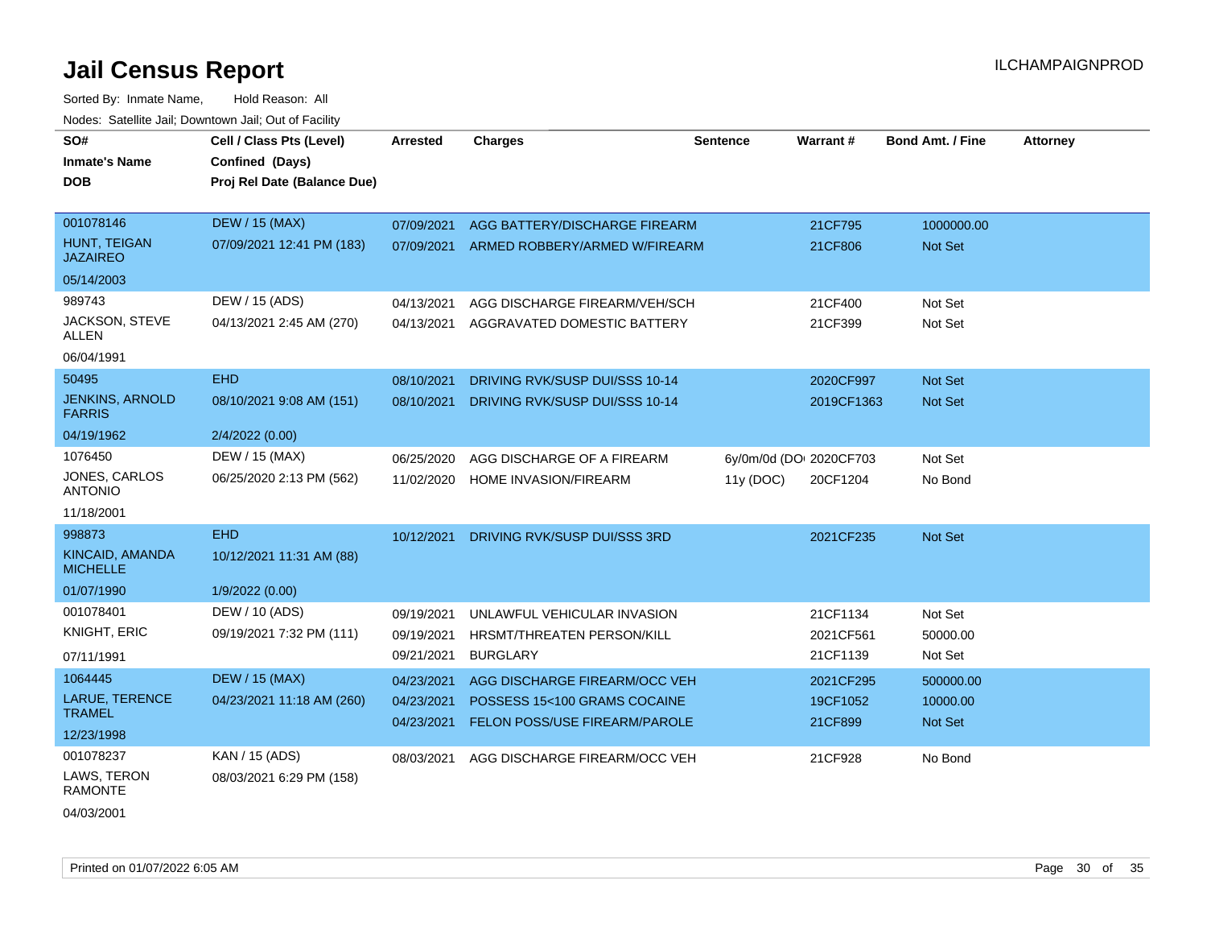# Jail Census Report

ILCHAMPAIGNPROD

Sorted By: Inmate Name, Hold Reason: All

Nodes: Satellite Jail; Downtown Jail; Out of Facility

| SO# / Inmate's Name / DOB | Cell / Class Pts (Level) / Confined (Days) / Proj Rel Date (Balance Due) | Arrested | Charges | Sentence | Warrant # | Bond Amt. / Fine | Attorney |
|---|---|---|---|---|---|---|---|
| 001078146 HUNT, TEIGAN JAZAIREO 05/14/2003 | DEW / 15 (MAX) 07/09/2021 12:41 PM (183) | 07/09/2021 | AGG BATTERY/DISCHARGE FIREARM | | 21CF795 | 1000000.00 | |
| | | 07/09/2021 | ARMED ROBBERY/ARMED W/FIREARM | | 21CF806 | Not Set | |
| 989743 JACKSON, STEVE ALLEN 06/04/1991 | DEW / 15 (ADS) 04/13/2021 2:45 AM (270) | 04/13/2021 | AGG DISCHARGE FIREARM/VEH/SCH | | 21CF400 | Not Set | |
| | | 04/13/2021 | AGGRAVATED DOMESTIC BATTERY | | 21CF399 | Not Set | |
| 50495 JENKINS, ARNOLD FARRIS 04/19/1962 | EHD 08/10/2021 9:08 AM (151) 2/4/2022 (0.00) | 08/10/2021 | DRIVING RVK/SUSP DUI/SSS 10-14 | | 2020CF997 | Not Set | |
| | | 08/10/2021 | DRIVING RVK/SUSP DUI/SSS 10-14 | | 2019CF1363 | Not Set | |
| 1076450 JONES, CARLOS ANTONIO 11/18/2001 | DEW / 15 (MAX) 06/25/2020 2:13 PM (562) | 06/25/2020 | AGG DISCHARGE OF A FIREARM | 6y/0m/0d (DO | 2020CF703 | Not Set | |
| | | 11/02/2020 | HOME INVASION/FIREARM | 11y (DOC) | 20CF1204 | No Bond | |
| 998873 KINCAID, AMANDA MICHELLE 01/07/1990 | EHD 10/12/2021 11:31 AM (88) 1/9/2022 (0.00) | 10/12/2021 | DRIVING RVK/SUSP DUI/SSS 3RD | | 2021CF235 | Not Set | |
| 001078401 KNIGHT, ERIC 07/11/1991 | DEW / 10 (ADS) 09/19/2021 7:32 PM (111) | 09/19/2021 | UNLAWFUL VEHICULAR INVASION | | 21CF1134 | Not Set | |
| | | 09/19/2021 | HRSMT/THREATEN PERSON/KILL | | 2021CF561 | 50000.00 | |
| | | 09/21/2021 | BURGLARY | | 21CF1139 | Not Set | |
| 1064445 LARUE, TERENCE TRAMEL 12/23/1998 | DEW / 15 (MAX) 04/23/2021 11:18 AM (260) | 04/23/2021 | AGG DISCHARGE FIREARM/OCC VEH | | 2021CF295 | 500000.00 | |
| | | 04/23/2021 | POSSESS 15<100 GRAMS COCAINE | | 19CF1052 | 10000.00 | |
| | | 04/23/2021 | FELON POSS/USE FIREARM/PAROLE | | 21CF899 | Not Set | |
| 001078237 LAWS, TERON RAMONTE 04/03/2001 | KAN / 15 (ADS) 08/03/2021 6:29 PM (158) | 08/03/2021 | AGG DISCHARGE FIREARM/OCC VEH | | 21CF928 | No Bond | |

Printed on 01/07/2022 6:05 AM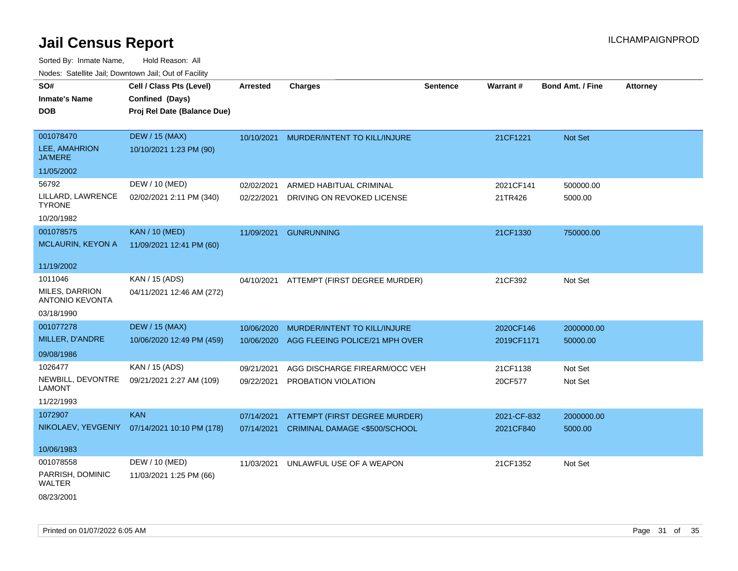# Jail Census Report

ILCHAMPAIGNPROD

Sorted By: Inmate Name, Hold Reason: All

Nodes: Satellite Jail; Downtown Jail; Out of Facility

| SO# / Inmate's Name / DOB | Cell / Class Pts (Level) / Confined (Days) / Proj Rel Date (Balance Due) | Arrested | Charges | Sentence | Warrant # | Bond Amt. / Fine | Attorney |
|---|---|---|---|---|---|---|---|
| 001078470<br>LEE, AMAHRION JA'MERE<br>11/05/2002 | DEW / 15 (MAX)<br>10/10/2021 1:23 PM (90) | 10/10/2021 | MURDER/INTENT TO KILL/INJURE | | 21CF1221 | Not Set | |
| 56792<br>LILLARD, LAWRENCE TYRONE<br>10/20/1982 | DEW / 10 (MED)<br>02/02/2021 2:11 PM (340) | 02/02/2021<br>02/22/2021 | ARMED HABITUAL CRIMINAL<br>DRIVING ON REVOKED LICENSE | | 2021CF141<br>21TR426 | 500000.00<br>5000.00 | |
| 001078575<br>MCLAURIN, KEYON A<br>11/19/2002 | KAN / 10 (MED)<br>11/09/2021 12:41 PM (60) | 11/09/2021 | GUNRUNNING | | 21CF1330 | 750000.00 | |
| 1011046<br>MILES, DARRION ANTONIO KEVONTA<br>03/18/1990 | KAN / 15 (ADS)<br>04/11/2021 12:46 AM (272) | 04/10/2021 | ATTEMPT (FIRST DEGREE MURDER) | | 21CF392 | Not Set | |
| 001077278<br>MILLER, D'ANDRE<br>09/08/1986 | DEW / 15 (MAX)<br>10/06/2020 12:49 PM (459) | 10/06/2020<br>10/06/2020 | MURDER/INTENT TO KILL/INJURE<br>AGG FLEEING POLICE/21 MPH OVER | | 2020CF146<br>2019CF1171 | 2000000.00<br>50000.00 | |
| 1026477<br>NEWBILL, DEVONTRE LAMONT<br>11/22/1993 | KAN / 15 (ADS)<br>09/21/2021 2:27 AM (109) | 09/21/2021<br>09/22/2021 | AGG DISCHARGE FIREARM/OCC VEH<br>PROBATION VIOLATION | | 21CF1138<br>20CF577 | Not Set<br>Not Set | |
| 1072907<br>NIKOLAEV, YEVGENIY<br>10/06/1983 | KAN<br>07/14/2021 10:10 PM (178) | 07/14/2021<br>07/14/2021 | ATTEMPT (FIRST DEGREE MURDER)<br>CRIMINAL DAMAGE <$500/SCHOOL | | 2021-CF-832<br>2021CF840 | 2000000.00<br>5000.00 | |
| 001078558<br>PARRISH, DOMINIC WALTER<br>08/23/2001 | DEW / 10 (MED)<br>11/03/2021 1:25 PM (66) | 11/03/2021 | UNLAWFUL USE OF A WEAPON | | 21CF1352 | Not Set | |

Printed on 01/07/2022 6:05 AM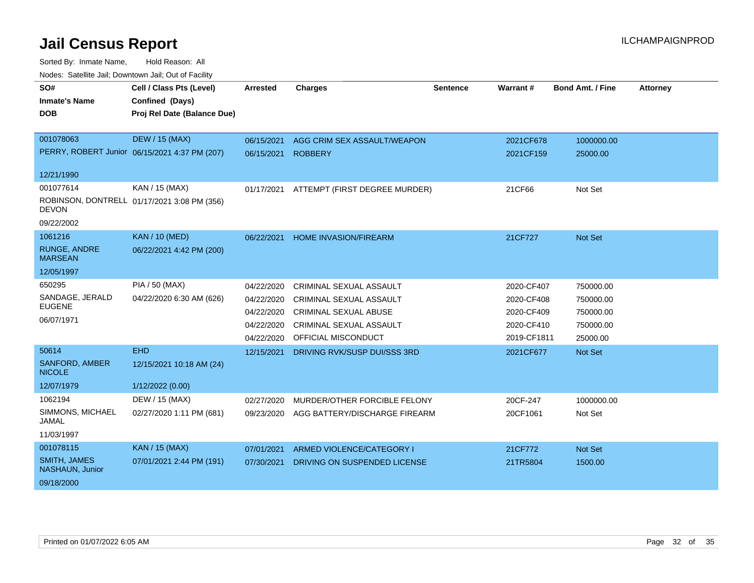# Jail Census Report

Sorted By: Inmate Name, Hold Reason: All

Nodes: Satellite Jail; Downtown Jail; Out of Facility

| SO# / Inmate's Name / DOB | Cell / Class Pts (Level) / Confined (Days) / Proj Rel Date (Balance Due) | Arrested | Charges | Sentence | Warrant # | Bond Amt. / Fine | Attorney |
|---|---|---|---|---|---|---|---|
| 001078063 | DEW / 15 (MAX) | 06/15/2021 | AGG CRIM SEX ASSAULT/WEAPON | | 2021CF678 | 1000000.00 | |
| PERRY, ROBERT Junior | 06/15/2021 4:37 PM (207) | 06/15/2021 | ROBBERY | | 2021CF159 | 25000.00 | |
| 12/21/1990 | | | | | | | |
| 001077614 | KAN / 15 (MAX) | 01/17/2021 | ATTEMPT (FIRST DEGREE MURDER) | | 21CF66 | Not Set | |
| ROBINSON, DONTRELL DEVON | 01/17/2021 3:08 PM (356) | | | | | | |
| 09/22/2002 | | | | | | | |
| 1061216 | KAN / 10 (MED) | 06/22/2021 | HOME INVASION/FIREARM | | 21CF727 | Not Set | |
| RUNGE, ANDRE MARSEAN | 06/22/2021 4:42 PM (200) | | | | | | |
| 12/05/1997 | | | | | | | |
| 650295 | PIA / 50 (MAX) | 04/22/2020 | CRIMINAL SEXUAL ASSAULT | | 2020-CF407 | 750000.00 | |
| SANDAGE, JERALD EUGENE | 04/22/2020 6:30 AM (626) | 04/22/2020 | CRIMINAL SEXUAL ASSAULT | | 2020-CF408 | 750000.00 | |
| 06/07/1971 | | 04/22/2020 | CRIMINAL SEXUAL ABUSE | | 2020-CF409 | 750000.00 | |
| | | 04/22/2020 | CRIMINAL SEXUAL ASSAULT | | 2020-CF410 | 750000.00 | |
| | | 04/22/2020 | OFFICIAL MISCONDUCT | | 2019-CF1811 | 25000.00 | |
| 50614 | EHD | 12/15/2021 | DRIVING RVK/SUSP DUI/SSS 3RD | | 2021CF677 | Not Set | |
| SANFORD, AMBER NICOLE | 12/15/2021 10:18 AM (24) | | | | | | |
| 12/07/1979 | 1/12/2022 (0.00) | | | | | | |
| 1062194 | DEW / 15 (MAX) | 02/27/2020 | MURDER/OTHER FORCIBLE FELONY | | 20CF-247 | 1000000.00 | |
| SIMMONS, MICHAEL JAMAL | 02/27/2020 1:11 PM (681) | 09/23/2020 | AGG BATTERY/DISCHARGE FIREARM | | 20CF1061 | Not Set | |
| 11/03/1997 | | | | | | | |
| 001078115 | KAN / 15 (MAX) | 07/01/2021 | ARMED VIOLENCE/CATEGORY I | | 21CF772 | Not Set | |
| SMITH, JAMES NASHAUN, Junior | 07/01/2021 2:44 PM (191) | 07/30/2021 | DRIVING ON SUSPENDED LICENSE | | 21TR5804 | 1500.00 | |
| 09/18/2000 | | | | | | | |

Printed on 01/07/2022 6:05 AM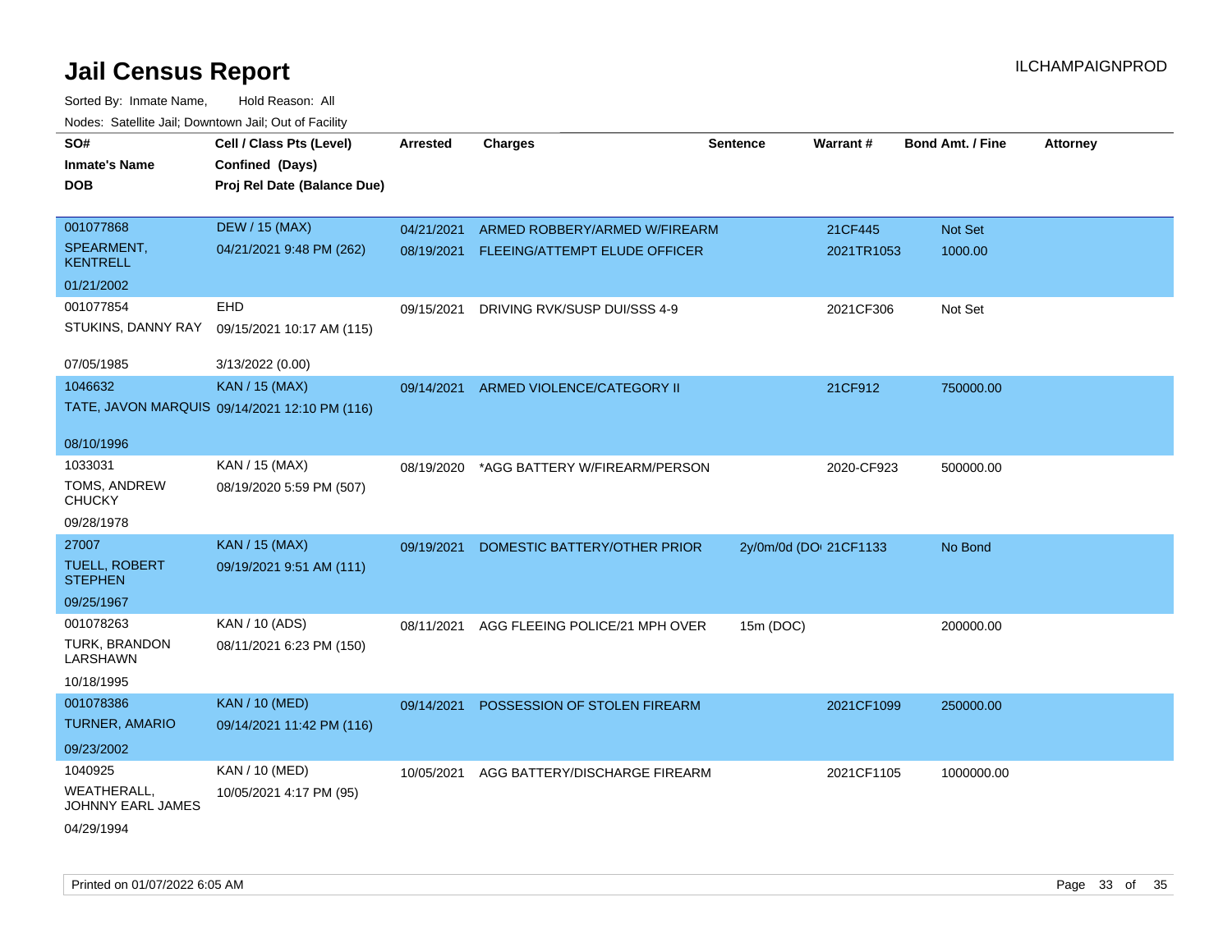# Jail Census Report

ILCHAMPAIGNPROD

Sorted By: Inmate Name, Hold Reason: All

Nodes: Satellite Jail; Downtown Jail; Out of Facility

| SO# / Inmate's Name / DOB | Cell / Class Pts (Level) / Confined (Days) / Proj Rel Date (Balance Due) | Arrested | Charges | Sentence | Warrant # | Bond Amt. / Fine | Attorney |
|---|---|---|---|---|---|---|---|
| 001077868<br>SPEARMENT, KENTRELL<br>01/21/2002 | DEW / 15 (MAX)<br>04/21/2021 9:48 PM (262) | 04/21/2021 | ARMED ROBBERY/ARMED W/FIREARM | | 21CF445 | Not Set | |
| | | 08/19/2021 | FLEEING/ATTEMPT ELUDE OFFICER | | 2021TR1053 | 1000.00 | |
| 001077854<br>STUKINS, DANNY RAY<br>07/05/1985 | EHD<br>09/15/2021 10:17 AM (115)<br>3/13/2022 (0.00) | 09/15/2021 | DRIVING RVK/SUSP DUI/SSS 4-9 | | 2021CF306 | Not Set | |
| 1046632<br>TATE, JAVON MARQUIS<br>08/10/1996 | KAN / 15 (MAX)<br>09/14/2021 12:10 PM (116) | 09/14/2021 | ARMED VIOLENCE/CATEGORY II | | 21CF912 | 750000.00 | |
| 1033031<br>TOMS, ANDREW CHUCKY<br>09/28/1978 | KAN / 15 (MAX)<br>08/19/2020 5:59 PM (507) | 08/19/2020 | *AGG BATTERY W/FIREARM/PERSON | | 2020-CF923 | 500000.00 | |
| 27007<br>TUELL, ROBERT STEPHEN<br>09/25/1967 | KAN / 15 (MAX)<br>09/19/2021 9:51 AM (111) | 09/19/2021 | DOMESTIC BATTERY/OTHER PRIOR | 2y/0m/0d (DOI | 21CF1133 | No Bond | |
| 001078263<br>TURK, BRANDON LARSHAWN<br>10/18/1995 | KAN / 10 (ADS)<br>08/11/2021 6:23 PM (150) | 08/11/2021 | AGG FLEEING POLICE/21 MPH OVER | 15m (DOC) | | 200000.00 | |
| 001078386<br>TURNER, AMARIO<br>09/23/2002 | KAN / 10 (MED)<br>09/14/2021 11:42 PM (116) | 09/14/2021 | POSSESSION OF STOLEN FIREARM | | 2021CF1099 | 250000.00 | |
| 1040925<br>WEATHERALL, JOHNNY EARL JAMES<br>04/29/1994 | KAN / 10 (MED)<br>10/05/2021 4:17 PM (95) | 10/05/2021 | AGG BATTERY/DISCHARGE FIREARM | | 2021CF1105 | 1000000.00 | |

Printed on 01/07/2022 6:05 AM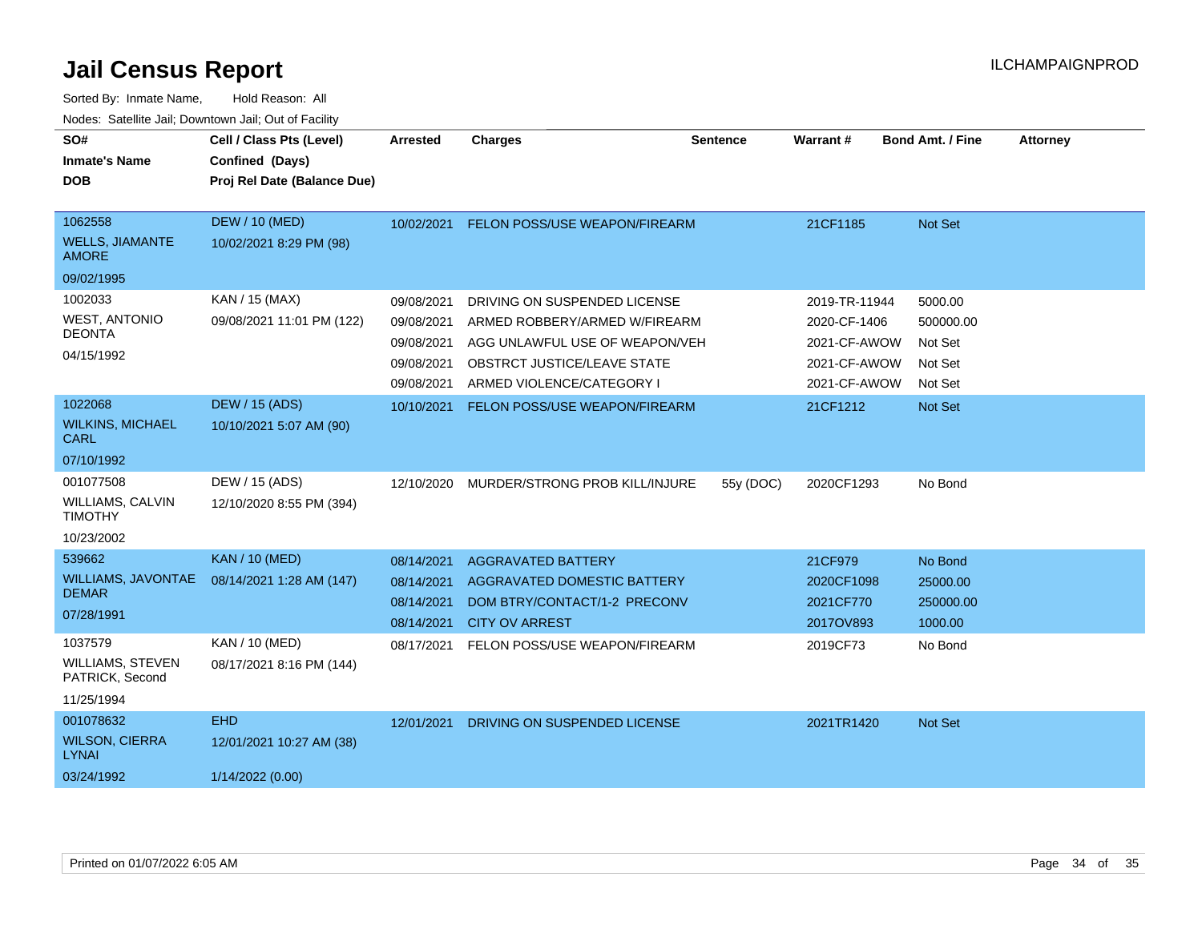# Jail Census Report

ILCHAMPAIGNPROD

Sorted By: Inmate Name, Hold Reason: All

Nodes: Satellite Jail; Downtown Jail; Out of Facility

| SO# / Inmate's Name / DOB | Cell / Class Pts (Level) / Confined (Days) / Proj Rel Date (Balance Due) | Arrested | Charges | Sentence | Warrant # | Bond Amt. / Fine | Attorney |
|---|---|---|---|---|---|---|---|
| 1062558<br>WELLS, JIAMANTE AMORE<br>09/02/1995 | DEW / 10 (MED)<br>10/02/2021 8:29 PM (98) | 10/02/2021 | FELON POSS/USE WEAPON/FIREARM | | 21CF1185 | Not Set | |
| 1002033<br>WEST, ANTONIO DEONTA<br>04/15/1992 | KAN / 15 (MAX)<br>09/08/2021 11:01 PM (122) | 09/08/2021 | DRIVING ON SUSPENDED LICENSE | | 2019-TR-11944 | 5000.00 | |
| | | 09/08/2021 | ARMED ROBBERY/ARMED W/FIREARM | | 2020-CF-1406 | 500000.00 | |
| | | 09/08/2021 | AGG UNLAWFUL USE OF WEAPON/VEH | | 2021-CF-AWOW | Not Set | |
| | | 09/08/2021 | OBSTRCT JUSTICE/LEAVE STATE | | 2021-CF-AWOW | Not Set | |
| | | 09/08/2021 | ARMED VIOLENCE/CATEGORY I | | 2021-CF-AWOW | Not Set | |
| 1022068<br>WILKINS, MICHAEL CARL<br>07/10/1992 | DEW / 15 (ADS)<br>10/10/2021 5:07 AM (90) | 10/10/2021 | FELON POSS/USE WEAPON/FIREARM | | 21CF1212 | Not Set | |
| 001077508<br>WILLIAMS, CALVIN TIMOTHY<br>10/23/2002 | DEW / 15 (ADS)<br>12/10/2020 8:55 PM (394) | 12/10/2020 | MURDER/STRONG PROB KILL/INJURE | 55y (DOC) | 2020CF1293 | No Bond | |
| 539662<br>WILLIAMS, JAVONTAE DEMAR<br>07/28/1991 | KAN / 10 (MED)<br>08/14/2021 1:28 AM (147) | 08/14/2021 | AGGRAVATED BATTERY | | 21CF979 | No Bond | |
| | | 08/14/2021 | AGGRAVATED DOMESTIC BATTERY | | 2020CF1098 | 25000.00 | |
| | | 08/14/2021 | DOM BTRY/CONTACT/1-2 PRECONV | | 2021CF770 | 250000.00 | |
| | | 08/14/2021 | CITY OV ARREST | | 2017OV893 | 1000.00 | |
| 1037579<br>WILLIAMS, STEVEN PATRICK, Second<br>11/25/1994 | KAN / 10 (MED)<br>08/17/2021 8:16 PM (144) | 08/17/2021 | FELON POSS/USE WEAPON/FIREARM | | 2019CF73 | No Bond | |
| 001078632<br>WILSON, CIERRA LYNAI<br>03/24/1992 | EHD<br>12/01/2021 10:27 AM (38)<br>1/14/2022 (0.00) | 12/01/2021 | DRIVING ON SUSPENDED LICENSE | | 2021TR1420 | Not Set | |

Printed on 01/07/2022 6:05 AM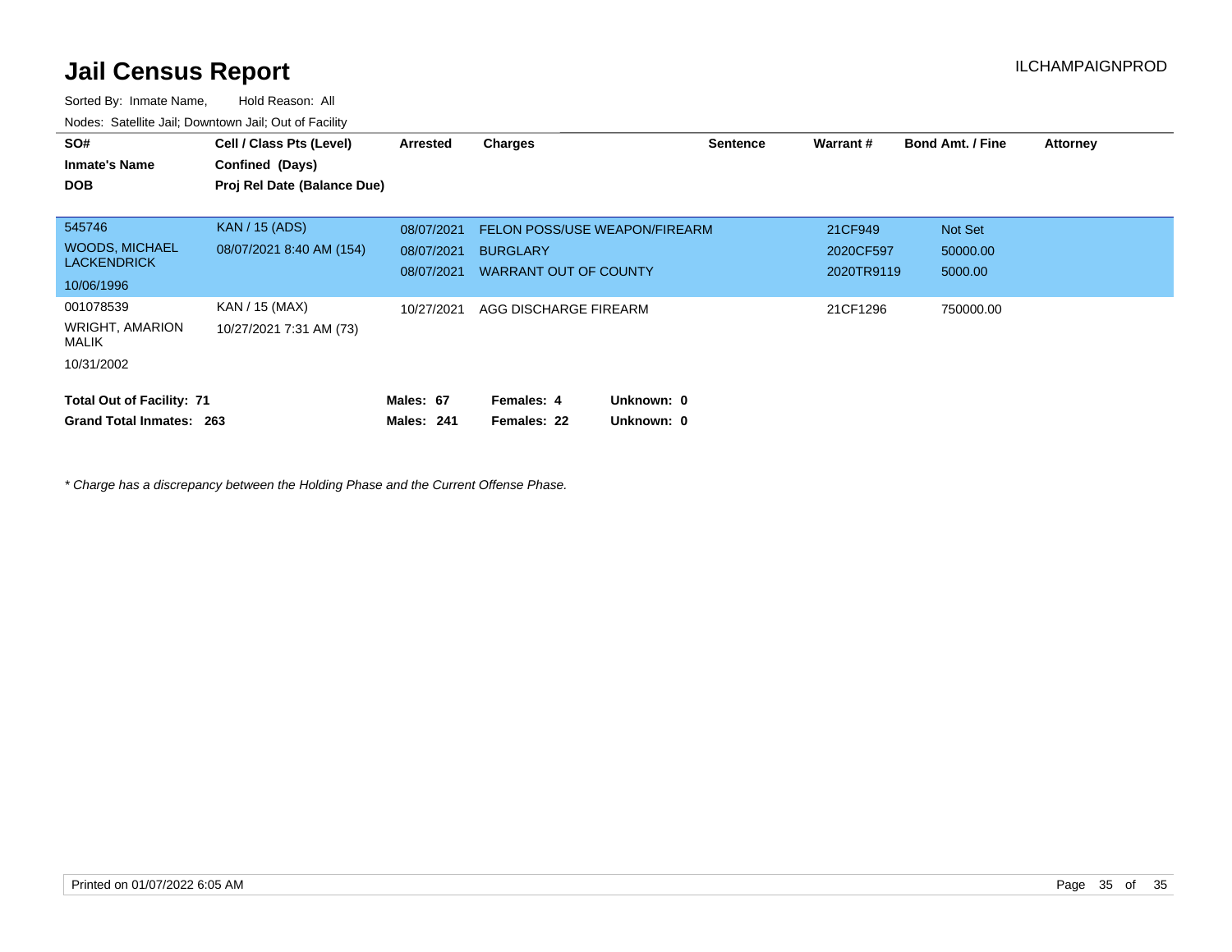# Jail Census Report

ILCHAMPAIGNPROD

Sorted By: Inmate Name, Hold Reason: All

Nodes: Satellite Jail; Downtown Jail; Out of Facility

| SO# / Inmate's Name / DOB | Cell / Class Pts (Level) / Confined (Days) / Proj Rel Date (Balance Due) | Arrested | Charges | Sentence | Warrant # | Bond Amt. / Fine | Attorney |
|---|---|---|---|---|---|---|---|
| 545746 WOODS, MICHAEL LACKENDRICK 10/06/1996 | KAN / 15 (ADS) 08/07/2021 8:40 AM (154) | 08/07/2021 | FELON POSS/USE WEAPON/FIREARM | | 21CF949 | Not Set | |
| | | 08/07/2021 | BURGLARY | | 2020CF597 | 50000.00 | |
| | | 08/07/2021 | WARRANT OUT OF COUNTY | | 2020TR9119 | 5000.00 | |
| 001078539 WRIGHT, AMARION MALIK 10/31/2002 | KAN / 15 (MAX) 10/27/2021 7:31 AM (73) | 10/27/2021 | AGG DISCHARGE FIREARM | | 21CF1296 | 750000.00 | |

**Total Out of Facility: 71** **Males: 67** **Females: 4** **Unknown: 0**

**Grand Total Inmates: 263** **Males: 241** **Females: 22** **Unknown: 0**

*\* Charge has a discrepancy between the Holding Phase and the Current Offense Phase.*

Printed on 01/07/2022 6:05 AM